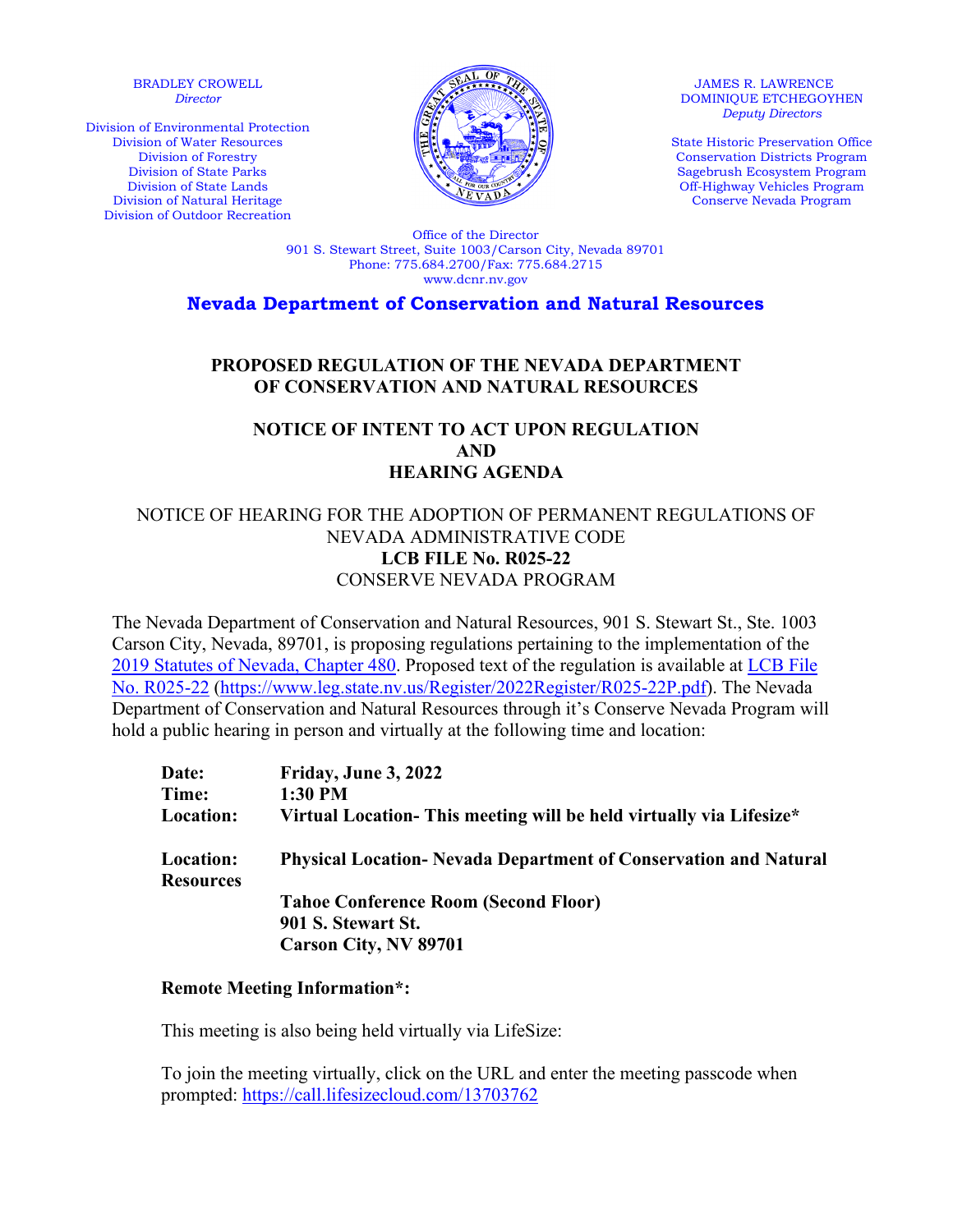BRADLEY CROWELL
*Director*

Division of Environmental Protection
Division of Water Resources
Division of Forestry
Division of State Parks
Division of State Lands
Division of Natural Heritage
Division of Outdoor Recreation

JAMES R. LAWRENCE
DOMINIQUE ETCHEGOYHEN
*Deputy Directors*

State Historic Preservation Office
Conservation Districts Program
Sagebrush Ecosystem Program
Off-Highway Vehicles Program
Conserve Nevada Program

Office of the Director
901 S. Stewart Street, Suite 1003/Carson City, Nevada 89701
Phone: 775.684.2700/Fax: 775.684.2715
www.dcnr.nv.gov

**Nevada Department of Conservation and Natural Resources**

## PROPOSED REGULATION OF THE NEVADA DEPARTMENT OF CONSERVATION AND NATURAL RESOURCES

## NOTICE OF INTENT TO ACT UPON REGULATION AND HEARING AGENDA

NOTICE OF HEARING FOR THE ADOPTION OF PERMANENT REGULATIONS OF NEVADA ADMINISTRATIVE CODE
**LCB FILE No. R025-22**
CONSERVE NEVADA PROGRAM

The Nevada Department of Conservation and Natural Resources, 901 S. Stewart St., Ste. 1003 Carson City, Nevada, 89701, is proposing regulations pertaining to the implementation of the 2019 Statutes of Nevada, Chapter 480. Proposed text of the regulation is available at LCB File No. R025-22 (https://www.leg.state.nv.us/Register/2022Register/R025-22P.pdf). The Nevada Department of Conservation and Natural Resources through it's Conserve Nevada Program will hold a public hearing in person and virtually at the following time and location:

**Date:** **Friday, June 3, 2022**
**Time:** **1:30 PM**
**Location:** **Virtual Location- This meeting will be held virtually via Lifesize***

**Location:** **Physical Location- Nevada Department of Conservation and Natural Resources**
**Tahoe Conference Room (Second Floor)**
**901 S. Stewart St.**
**Carson City, NV 89701**

**Remote Meeting Information*:**

This meeting is also being held virtually via LifeSize:

To join the meeting virtually, click on the URL and enter the meeting passcode when prompted: https://call.lifesizecloud.com/13703762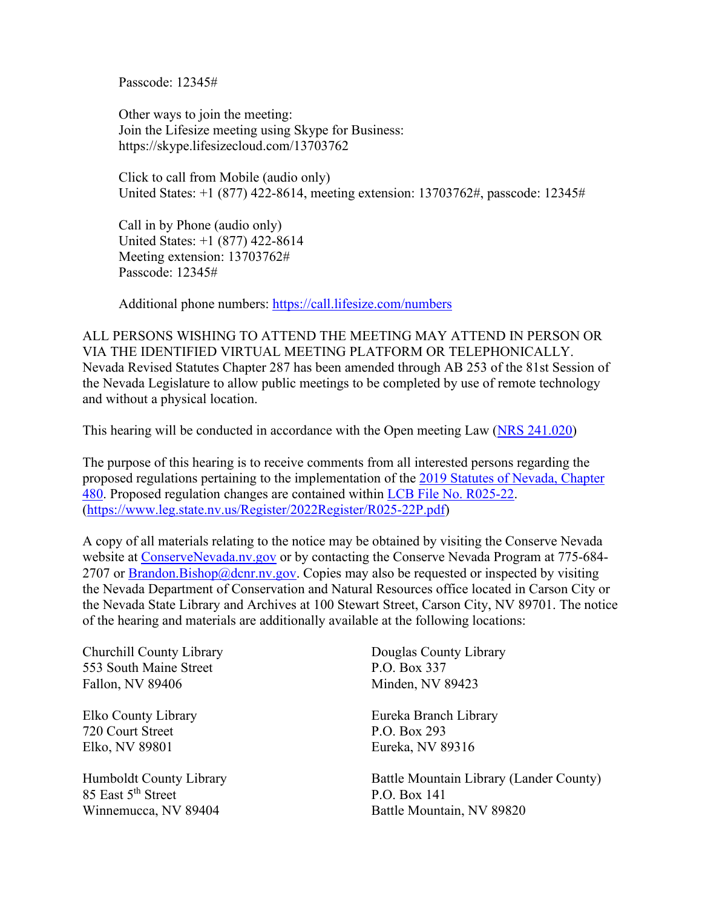Passcode: 12345#

Other ways to join the meeting:
Join the Lifesize meeting using Skype for Business:
https://skype.lifesizecloud.com/13703762

Click to call from Mobile (audio only)
United States: +1 (877) 422-8614, meeting extension: 13703762#, passcode: 12345#

Call in by Phone (audio only)
United States: +1 (877) 422-8614
Meeting extension: 13703762#
Passcode: 12345#

Additional phone numbers: [https://call.lifesize.com/numbers](https://call.lifesize.com/numbers)

ALL PERSONS WISHING TO ATTEND THE MEETING MAY ATTEND IN PERSON OR VIA THE IDENTIFIED VIRTUAL MEETING PLATFORM OR TELEPHONICALLY. Nevada Revised Statutes Chapter 287 has been amended through AB 253 of the 81st Session of the Nevada Legislature to allow public meetings to be completed by use of remote technology and without a physical location.

This hearing will be conducted in accordance with the Open meeting Law (NRS 241.020)

The purpose of this hearing is to receive comments from all interested persons regarding the proposed regulations pertaining to the implementation of the 2019 Statutes of Nevada, Chapter 480. Proposed regulation changes are contained within LCB File No. R025-22. (https://www.leg.state.nv.us/Register/2022Register/R025-22P.pdf)

A copy of all materials relating to the notice may be obtained by visiting the Conserve Nevada website at ConserveNevada.nv.gov or by contacting the Conserve Nevada Program at 775-684-2707 or Brandon.Bishop@dcnr.nv.gov. Copies may also be requested or inspected by visiting the Nevada Department of Conservation and Natural Resources office located in Carson City or the Nevada State Library and Archives at 100 Stewart Street, Carson City, NV 89701. The notice of the hearing and materials are additionally available at the following locations:

Churchill County Library
553 South Maine Street
Fallon, NV 89406

Douglas County Library
P.O. Box 337
Minden, NV 89423

Elko County Library
720 Court Street
Elko, NV 89801

Eureka Branch Library
P.O. Box 293
Eureka, NV 89316

Humboldt County Library
85 East 5th Street
Winnemucca, NV 89404

Battle Mountain Library (Lander County)
P.O. Box 141
Battle Mountain, NV 89820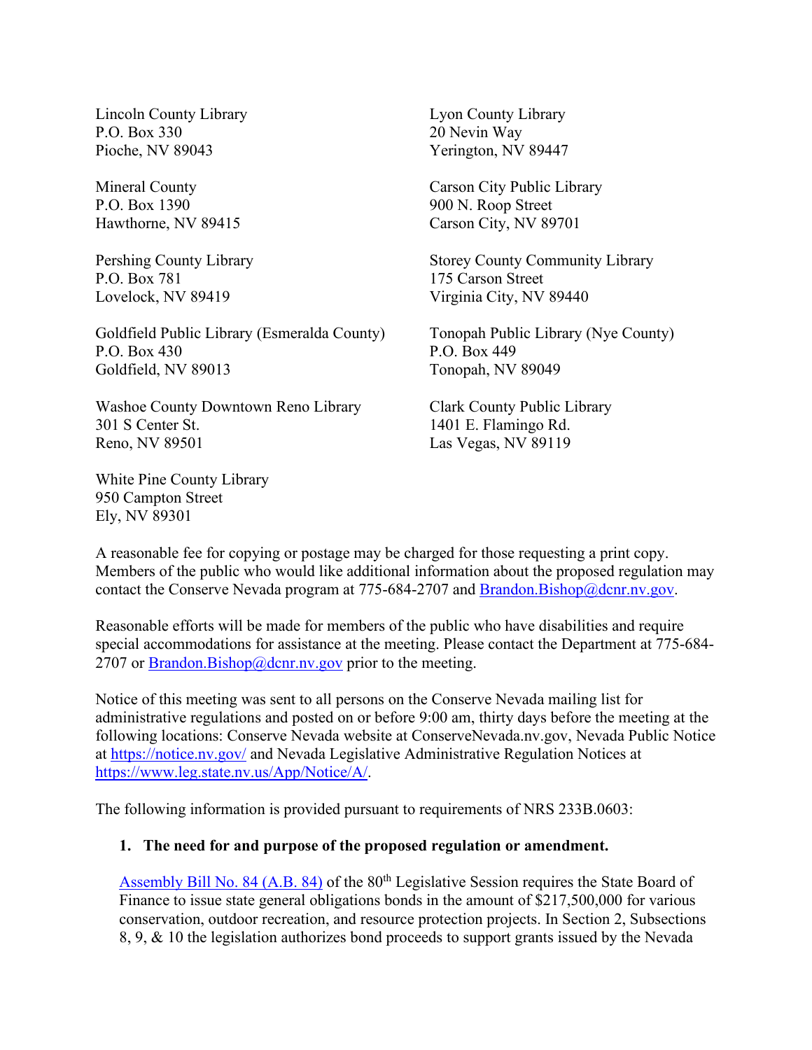Lincoln County Library
P.O. Box 330
Pioche, NV 89043

Lyon County Library
20 Nevin Way
Yerington, NV 89447

Mineral County
P.O. Box 1390
Hawthorne, NV 89415

Carson City Public Library
900 N. Roop Street
Carson City, NV 89701

Pershing County Library
P.O. Box 781
Lovelock, NV 89419

Storey County Community Library
175 Carson Street
Virginia City, NV 89440

Goldfield Public Library (Esmeralda County)
P.O. Box 430
Goldfield, NV 89013

Tonopah Public Library (Nye County)
P.O. Box 449
Tonopah, NV 89049

Washoe County Downtown Reno Library
301 S Center St.
Reno, NV 89501

Clark County Public Library
1401 E. Flamingo Rd.
Las Vegas, NV 89119

White Pine County Library
950 Campton Street
Ely, NV 89301

A reasonable fee for copying or postage may be charged for those requesting a print copy. Members of the public who would like additional information about the proposed regulation may contact the Conserve Nevada program at 775-684-2707 and Brandon.Bishop@dcnr.nv.gov.

Reasonable efforts will be made for members of the public who have disabilities and require special accommodations for assistance at the meeting. Please contact the Department at 775-684-2707 or Brandon.Bishop@dcnr.nv.gov prior to the meeting.

Notice of this meeting was sent to all persons on the Conserve Nevada mailing list for administrative regulations and posted on or before 9:00 am, thirty days before the meeting at the following locations: Conserve Nevada website at ConserveNevada.nv.gov, Nevada Public Notice at https://notice.nv.gov/ and Nevada Legislative Administrative Regulation Notices at https://www.leg.state.nv.us/App/Notice/A/.

The following information is provided pursuant to requirements of NRS 233B.0603:

**1. The need for and purpose of the proposed regulation or amendment.**

Assembly Bill No. 84 (A.B. 84) of the 80th Legislative Session requires the State Board of Finance to issue state general obligations bonds in the amount of $217,500,000 for various conservation, outdoor recreation, and resource protection projects. In Section 2, Subsections 8, 9, & 10 the legislation authorizes bond proceeds to support grants issued by the Nevada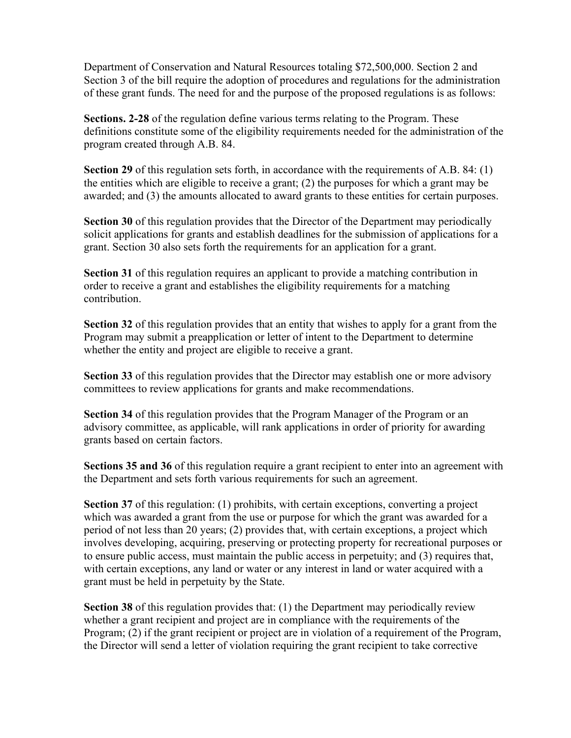Department of Conservation and Natural Resources totaling $72,500,000. Section 2 and Section 3 of the bill require the adoption of procedures and regulations for the administration of these grant funds. The need for and the purpose of the proposed regulations is as follows:

**Sections. 2-28** of the regulation define various terms relating to the Program. These definitions constitute some of the eligibility requirements needed for the administration of the program created through A.B. 84.

**Section 29** of this regulation sets forth, in accordance with the requirements of A.B. 84: (1) the entities which are eligible to receive a grant; (2) the purposes for which a grant may be awarded; and (3) the amounts allocated to award grants to these entities for certain purposes.

**Section 30** of this regulation provides that the Director of the Department may periodically solicit applications for grants and establish deadlines for the submission of applications for a grant. Section 30 also sets forth the requirements for an application for a grant.

**Section 31** of this regulation requires an applicant to provide a matching contribution in order to receive a grant and establishes the eligibility requirements for a matching contribution.

**Section 32** of this regulation provides that an entity that wishes to apply for a grant from the Program may submit a preapplication or letter of intent to the Department to determine whether the entity and project are eligible to receive a grant.

**Section 33** of this regulation provides that the Director may establish one or more advisory committees to review applications for grants and make recommendations.

**Section 34** of this regulation provides that the Program Manager of the Program or an advisory committee, as applicable, will rank applications in order of priority for awarding grants based on certain factors.

**Sections 35 and 36** of this regulation require a grant recipient to enter into an agreement with the Department and sets forth various requirements for such an agreement.

**Section 37** of this regulation: (1) prohibits, with certain exceptions, converting a project which was awarded a grant from the use or purpose for which the grant was awarded for a period of not less than 20 years; (2) provides that, with certain exceptions, a project which involves developing, acquiring, preserving or protecting property for recreational purposes or to ensure public access, must maintain the public access in perpetuity; and (3) requires that, with certain exceptions, any land or water or any interest in land or water acquired with a grant must be held in perpetuity by the State.

**Section 38** of this regulation provides that: (1) the Department may periodically review whether a grant recipient and project are in compliance with the requirements of the Program; (2) if the grant recipient or project are in violation of a requirement of the Program, the Director will send a letter of violation requiring the grant recipient to take corrective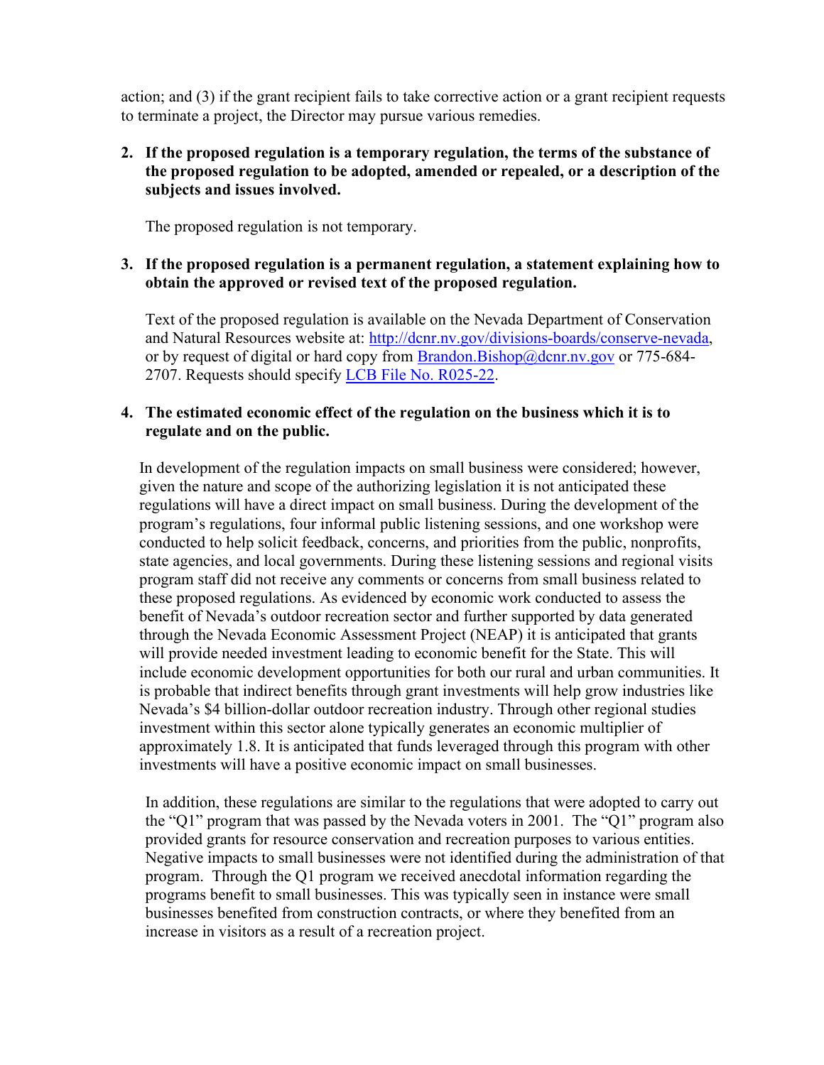action; and (3) if the grant recipient fails to take corrective action or a grant recipient requests to terminate a project, the Director may pursue various remedies.

2. **If the proposed regulation is a temporary regulation, the terms of the substance of the proposed regulation to be adopted, amended or repealed, or a description of the subjects and issues involved.**

   The proposed regulation is not temporary.

3. **If the proposed regulation is a permanent regulation, a statement explaining how to obtain the approved or revised text of the proposed regulation.**

   Text of the proposed regulation is available on the Nevada Department of Conservation and Natural Resources website at: [http://dcnr.nv.gov/divisions-boards/conserve-nevada](http://dcnr.nv.gov/divisions-boards/conserve-nevada), or by request of digital or hard copy from [Brandon.Bishop@dcnr.nv.gov](mailto:Brandon.Bishop@dcnr.nv.gov) or 775-684-2707. Requests should specify LCB File No. R025-22.

4. **The estimated economic effect of the regulation on the business which it is to regulate and on the public.**

   In development of the regulation impacts on small business were considered; however, given the nature and scope of the authorizing legislation it is not anticipated these regulations will have a direct impact on small business. During the development of the program's regulations, four informal public listening sessions, and one workshop were conducted to help solicit feedback, concerns, and priorities from the public, nonprofits, state agencies, and local governments. During these listening sessions and regional visits program staff did not receive any comments or concerns from small business related to these proposed regulations. As evidenced by economic work conducted to assess the benefit of Nevada's outdoor recreation sector and further supported by data generated through the Nevada Economic Assessment Project (NEAP) it is anticipated that grants will provide needed investment leading to economic benefit for the State. This will include economic development opportunities for both our rural and urban communities. It is probable that indirect benefits through grant investments will help grow industries like Nevada's $4 billion-dollar outdoor recreation industry. Through other regional studies investment within this sector alone typically generates an economic multiplier of approximately 1.8. It is anticipated that funds leveraged through this program with other investments will have a positive economic impact on small businesses.

   In addition, these regulations are similar to the regulations that were adopted to carry out the "Q1" program that was passed by the Nevada voters in 2001. The "Q1" program also provided grants for resource conservation and recreation purposes to various entities. Negative impacts to small businesses were not identified during the administration of that program. Through the Q1 program we received anecdotal information regarding the programs benefit to small businesses. This was typically seen in instance were small businesses benefited from construction contracts, or where they benefited from an increase in visitors as a result of a recreation project.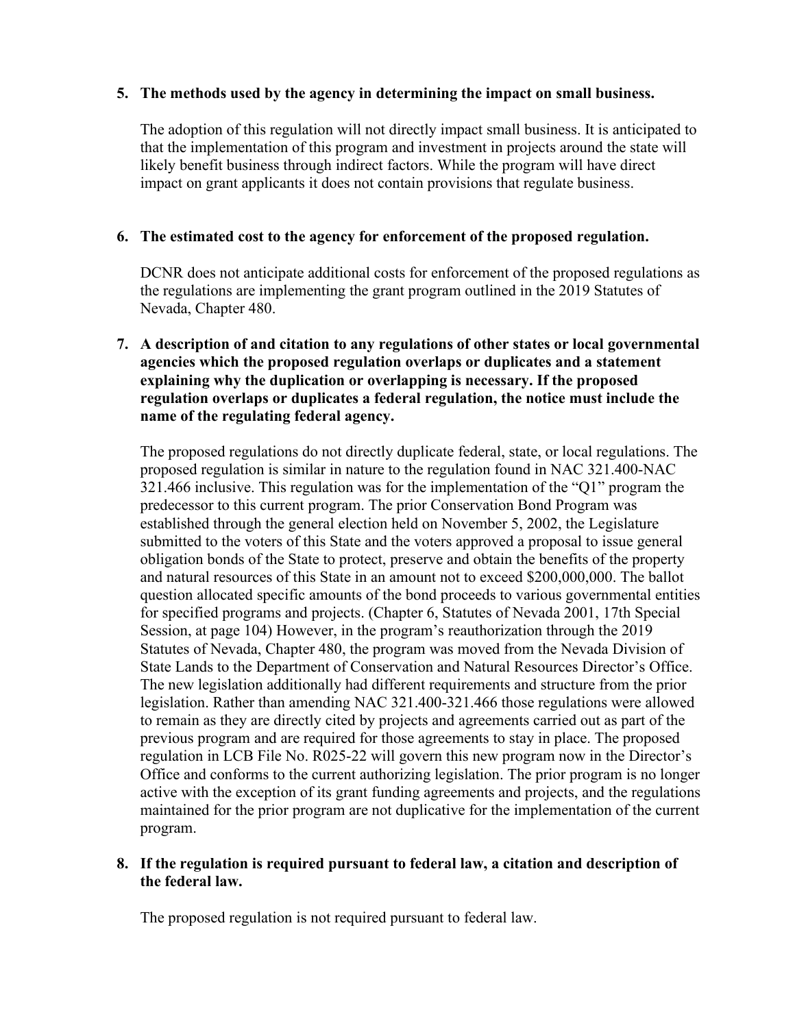**5. The methods used by the agency in determining the impact on small business.**

The adoption of this regulation will not directly impact small business. It is anticipated to that the implementation of this program and investment in projects around the state will likely benefit business through indirect factors. While the program will have direct impact on grant applicants it does not contain provisions that regulate business.

**6. The estimated cost to the agency for enforcement of the proposed regulation.**

DCNR does not anticipate additional costs for enforcement of the proposed regulations as the regulations are implementing the grant program outlined in the 2019 Statutes of Nevada, Chapter 480.

**7. A description of and citation to any regulations of other states or local governmental agencies which the proposed regulation overlaps or duplicates and a statement explaining why the duplication or overlapping is necessary. If the proposed regulation overlaps or duplicates a federal regulation, the notice must include the name of the regulating federal agency.**

The proposed regulations do not directly duplicate federal, state, or local regulations. The proposed regulation is similar in nature to the regulation found in NAC 321.400-NAC 321.466 inclusive. This regulation was for the implementation of the "Q1" program the predecessor to this current program. The prior Conservation Bond Program was established through the general election held on November 5, 2002, the Legislature submitted to the voters of this State and the voters approved a proposal to issue general obligation bonds of the State to protect, preserve and obtain the benefits of the property and natural resources of this State in an amount not to exceed $200,000,000. The ballot question allocated specific amounts of the bond proceeds to various governmental entities for specified programs and projects. (Chapter 6, Statutes of Nevada 2001, 17th Special Session, at page 104) However, in the program's reauthorization through the 2019 Statutes of Nevada, Chapter 480, the program was moved from the Nevada Division of State Lands to the Department of Conservation and Natural Resources Director's Office. The new legislation additionally had different requirements and structure from the prior legislation. Rather than amending NAC 321.400-321.466 those regulations were allowed to remain as they are directly cited by projects and agreements carried out as part of the previous program and are required for those agreements to stay in place. The proposed regulation in LCB File No. R025-22 will govern this new program now in the Director's Office and conforms to the current authorizing legislation. The prior program is no longer active with the exception of its grant funding agreements and projects, and the regulations maintained for the prior program are not duplicative for the implementation of the current program.

**8. If the regulation is required pursuant to federal law, a citation and description of the federal law.**

The proposed regulation is not required pursuant to federal law.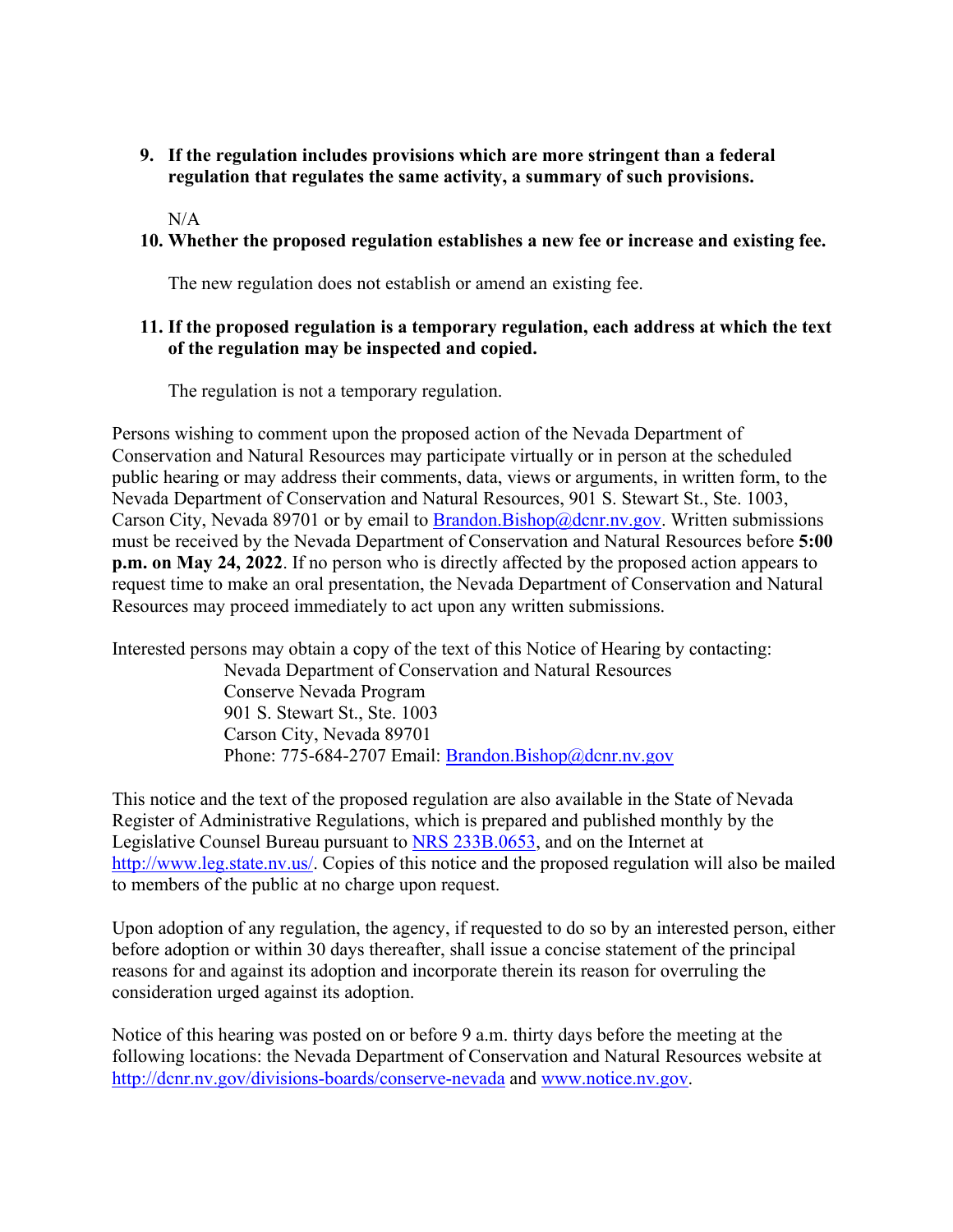9. **If the regulation includes provisions which are more stringent than a federal regulation that regulates the same activity, a summary of such provisions.**

   N/A

10. **Whether the proposed regulation establishes a new fee or increase and existing fee.**

    The new regulation does not establish or amend an existing fee.

11. **If the proposed regulation is a temporary regulation, each address at which the text of the regulation may be inspected and copied.**

    The regulation is not a temporary regulation.

Persons wishing to comment upon the proposed action of the Nevada Department of Conservation and Natural Resources may participate virtually or in person at the scheduled public hearing or may address their comments, data, views or arguments, in written form, to the Nevada Department of Conservation and Natural Resources, 901 S. Stewart St., Ste. 1003, Carson City, Nevada 89701 or by email to [Brandon.Bishop@dcnr.nv.gov](mailto:Brandon.Bishop@dcnr.nv.gov). Written submissions must be received by the Nevada Department of Conservation and Natural Resources before **5:00 p.m. on May 24, 2022**. If no person who is directly affected by the proposed action appears to request time to make an oral presentation, the Nevada Department of Conservation and Natural Resources may proceed immediately to act upon any written submissions.

Interested persons may obtain a copy of the text of this Notice of Hearing by contacting:

Nevada Department of Conservation and Natural Resources
Conserve Nevada Program
901 S. Stewart St., Ste. 1003
Carson City, Nevada 89701
Phone: 775-684-2707 Email: [Brandon.Bishop@dcnr.nv.gov](mailto:Brandon.Bishop@dcnr.nv.gov)

This notice and the text of the proposed regulation are also available in the State of Nevada Register of Administrative Regulations, which is prepared and published monthly by the Legislative Counsel Bureau pursuant to [NRS 233B.0653](), and on the Internet at [http://www.leg.state.nv.us/](http://www.leg.state.nv.us/). Copies of this notice and the proposed regulation will also be mailed to members of the public at no charge upon request.

Upon adoption of any regulation, the agency, if requested to do so by an interested person, either before adoption or within 30 days thereafter, shall issue a concise statement of the principal reasons for and against its adoption and incorporate therein its reason for overruling the consideration urged against its adoption.

Notice of this hearing was posted on or before 9 a.m. thirty days before the meeting at the following locations: the Nevada Department of Conservation and Natural Resources website at [http://dcnr.nv.gov/divisions-boards/conserve-nevada](http://dcnr.nv.gov/divisions-boards/conserve-nevada) and [www.notice.nv.gov](http://www.notice.nv.gov).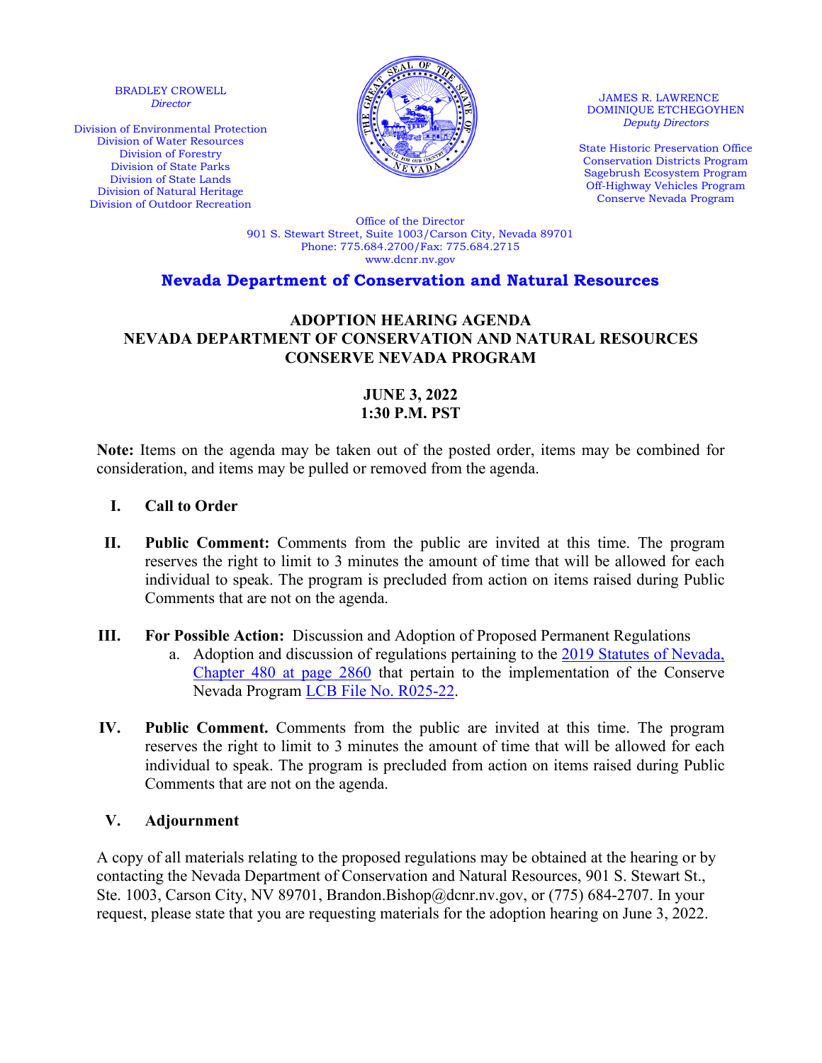BRADLEY CROWELL
*Director*

Division of Environmental Protection
Division of Water Resources
Division of Forestry
Division of State Parks
Division of State Lands
Division of Natural Heritage
Division of Outdoor Recreation

JAMES R. LAWRENCE
DOMINIQUE ETCHEGOYHEN
*Deputy Directors*

State Historic Preservation Office
Conservation Districts Program
Sagebrush Ecosystem Program
Off-Highway Vehicles Program
Conserve Nevada Program

Office of the Director
901 S. Stewart Street, Suite 1003/Carson City, Nevada 89701
Phone: 775.684.2700/Fax: 775.684.2715
www.dcnr.nv.gov

**Nevada Department of Conservation and Natural Resources**

# ADOPTION HEARING AGENDA
# NEVADA DEPARTMENT OF CONSERVATION AND NATURAL RESOURCES
# CONSERVE NEVADA PROGRAM

**JUNE 3, 2022**
**1:30 P.M. PST**

**Note:** Items on the agenda may be taken out of the posted order, items may be combined for consideration, and items may be pulled or removed from the agenda.

I. **Call to Order**

II. **Public Comment:** Comments from the public are invited at this time. The program reserves the right to limit to 3 minutes the amount of time that will be allowed for each individual to speak. The program is precluded from action on items raised during Public Comments that are not on the agenda.

III. **For Possible Action:** Discussion and Adoption of Proposed Permanent Regulations
   a. Adoption and discussion of regulations pertaining to the 2019 Statutes of Nevada, Chapter 480 at page 2860 that pertain to the implementation of the Conserve Nevada Program LCB File No. R025-22.

IV. **Public Comment.** Comments from the public are invited at this time. The program reserves the right to limit to 3 minutes the amount of time that will be allowed for each individual to speak. The program is precluded from action on items raised during Public Comments that are not on the agenda.

V. **Adjournment**

A copy of all materials relating to the proposed regulations may be obtained at the hearing or by contacting the Nevada Department of Conservation and Natural Resources, 901 S. Stewart St., Ste. 1003, Carson City, NV 89701, Brandon.Bishop@dcnr.nv.gov, or (775) 684-2707. In your request, please state that you are requesting materials for the adoption hearing on June 3, 2022.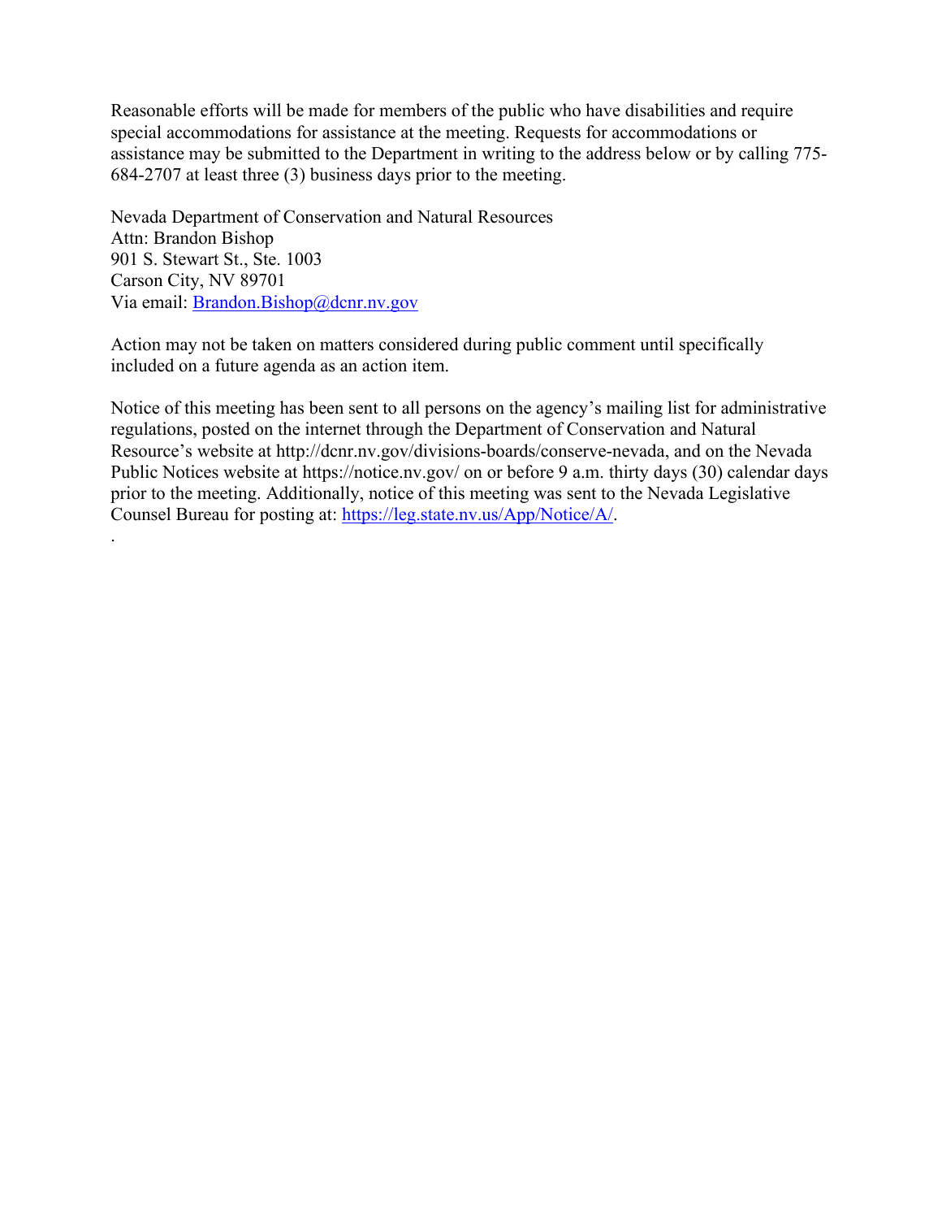Reasonable efforts will be made for members of the public who have disabilities and require special accommodations for assistance at the meeting. Requests for accommodations or assistance may be submitted to the Department in writing to the address below or by calling 775-684-2707 at least three (3) business days prior to the meeting.

Nevada Department of Conservation and Natural Resources  
Attn: Brandon Bishop  
901 S. Stewart St., Ste. 1003  
Carson City, NV 89701  
Via email: Brandon.Bishop@dcnr.nv.gov

Action may not be taken on matters considered during public comment until specifically included on a future agenda as an action item.

Notice of this meeting has been sent to all persons on the agency's mailing list for administrative regulations, posted on the internet through the Department of Conservation and Natural Resource's website at http://dcnr.nv.gov/divisions-boards/conserve-nevada, and on the Nevada Public Notices website at https://notice.nv.gov/ on or before 9 a.m. thirty days (30) calendar days prior to the meeting. Additionally, notice of this meeting was sent to the Nevada Legislative Counsel Bureau for posting at: https://leg.state.nv.us/App/Notice/A/.

.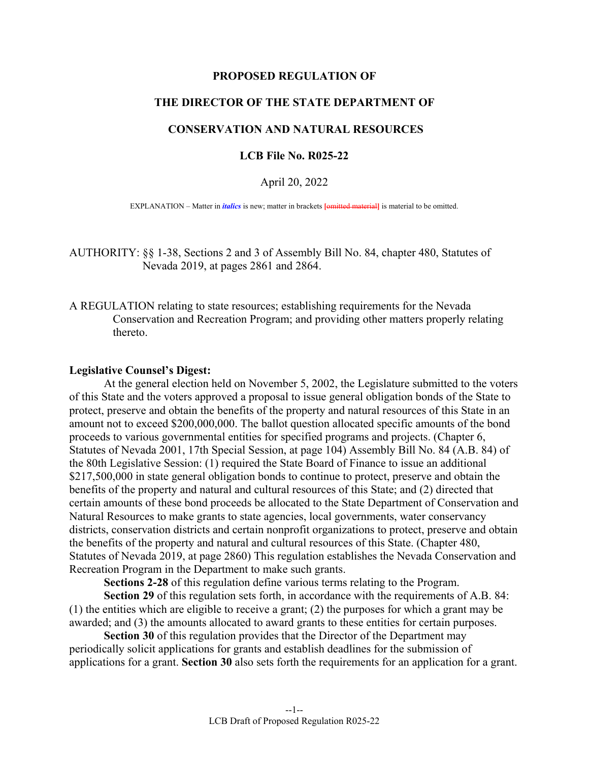**PROPOSED REGULATION OF**

**THE DIRECTOR OF THE STATE DEPARTMENT OF**

**CONSERVATION AND NATURAL RESOURCES**

**LCB File No. R025-22**

April 20, 2022

EXPLANATION – Matter in *italics* is new; matter in brackets [~~omitted material~~] is material to be omitted.

AUTHORITY: §§ 1-38, Sections 2 and 3 of Assembly Bill No. 84, chapter 480, Statutes of Nevada 2019, at pages 2861 and 2864.

A REGULATION relating to state resources; establishing requirements for the Nevada Conservation and Recreation Program; and providing other matters properly relating thereto.

**Legislative Counsel's Digest:**

At the general election held on November 5, 2002, the Legislature submitted to the voters of this State and the voters approved a proposal to issue general obligation bonds of the State to protect, preserve and obtain the benefits of the property and natural resources of this State in an amount not to exceed $200,000,000. The ballot question allocated specific amounts of the bond proceeds to various governmental entities for specified programs and projects. (Chapter 6, Statutes of Nevada 2001, 17th Special Session, at page 104) Assembly Bill No. 84 (A.B. 84) of the 80th Legislative Session: (1) required the State Board of Finance to issue an additional $217,500,000 in state general obligation bonds to continue to protect, preserve and obtain the benefits of the property and natural and cultural resources of this State; and (2) directed that certain amounts of these bond proceeds be allocated to the State Department of Conservation and Natural Resources to make grants to state agencies, local governments, water conservancy districts, conservation districts and certain nonprofit organizations to protect, preserve and obtain the benefits of the property and natural and cultural resources of this State. (Chapter 480, Statutes of Nevada 2019, at page 2860) This regulation establishes the Nevada Conservation and Recreation Program in the Department to make such grants.

**Sections 2-28** of this regulation define various terms relating to the Program.

**Section 29** of this regulation sets forth, in accordance with the requirements of A.B. 84: (1) the entities which are eligible to receive a grant; (2) the purposes for which a grant may be awarded; and (3) the amounts allocated to award grants to these entities for certain purposes.

**Section 30** of this regulation provides that the Director of the Department may periodically solicit applications for grants and establish deadlines for the submission of applications for a grant. **Section 30** also sets forth the requirements for an application for a grant.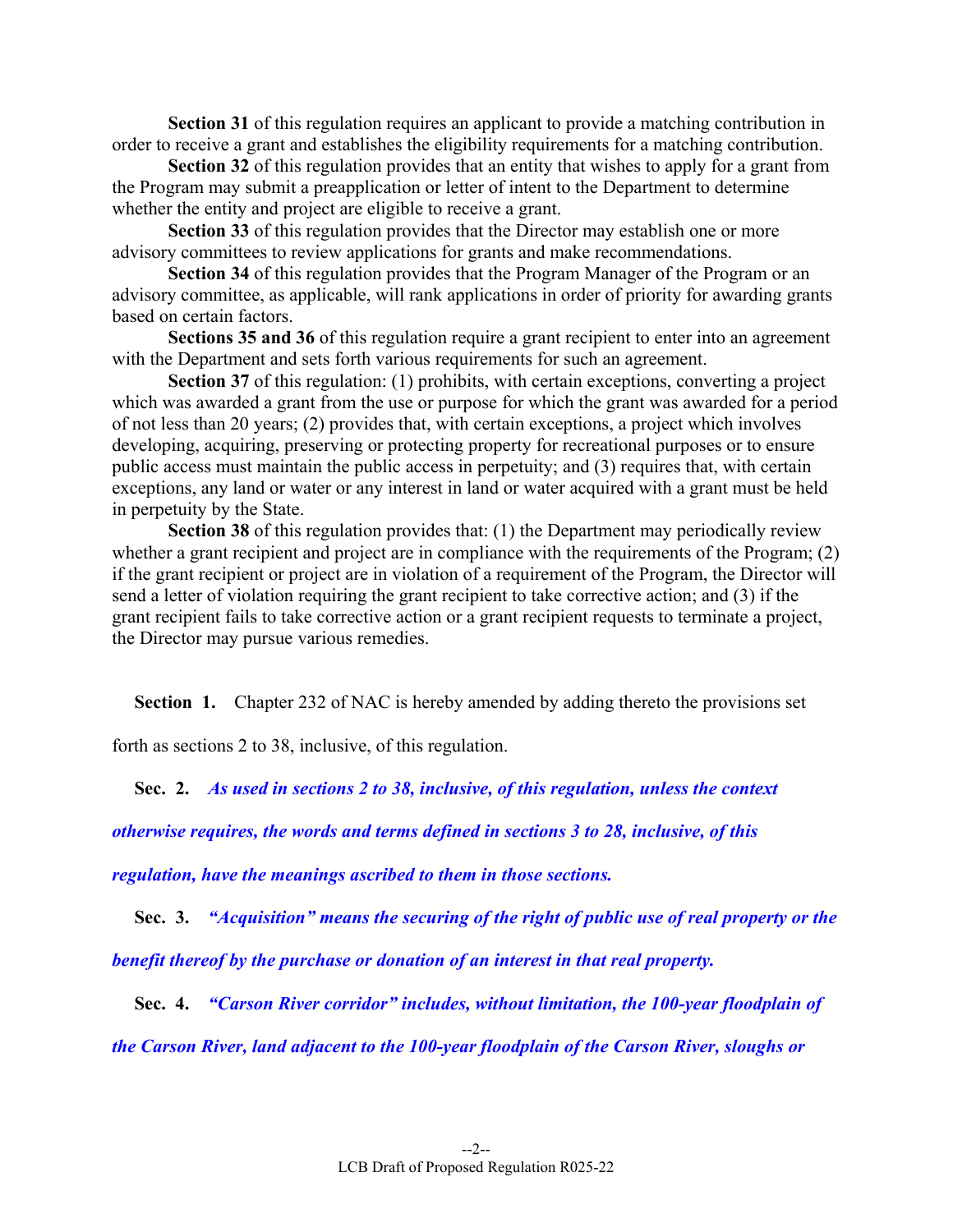**Section 31** of this regulation requires an applicant to provide a matching contribution in order to receive a grant and establishes the eligibility requirements for a matching contribution.

**Section 32** of this regulation provides that an entity that wishes to apply for a grant from the Program may submit a preapplication or letter of intent to the Department to determine whether the entity and project are eligible to receive a grant.

**Section 33** of this regulation provides that the Director may establish one or more advisory committees to review applications for grants and make recommendations.

**Section 34** of this regulation provides that the Program Manager of the Program or an advisory committee, as applicable, will rank applications in order of priority for awarding grants based on certain factors.

**Sections 35 and 36** of this regulation require a grant recipient to enter into an agreement with the Department and sets forth various requirements for such an agreement.

**Section 37** of this regulation: (1) prohibits, with certain exceptions, converting a project which was awarded a grant from the use or purpose for which the grant was awarded for a period of not less than 20 years; (2) provides that, with certain exceptions, a project which involves developing, acquiring, preserving or protecting property for recreational purposes or to ensure public access must maintain the public access in perpetuity; and (3) requires that, with certain exceptions, any land or water or any interest in land or water acquired with a grant must be held in perpetuity by the State.

**Section 38** of this regulation provides that: (1) the Department may periodically review whether a grant recipient and project are in compliance with the requirements of the Program; (2) if the grant recipient or project are in violation of a requirement of the Program, the Director will send a letter of violation requiring the grant recipient to take corrective action; and (3) if the grant recipient fails to take corrective action or a grant recipient requests to terminate a project, the Director may pursue various remedies.

**Section 1.** Chapter 232 of NAC is hereby amended by adding thereto the provisions set forth as sections 2 to 38, inclusive, of this regulation.

**Sec. 2.** ***As used in sections 2 to 38, inclusive, of this regulation, unless the context otherwise requires, the words and terms defined in sections 3 to 28, inclusive, of this regulation, have the meanings ascribed to them in those sections.***

**Sec. 3.** ***"Acquisition" means the securing of the right of public use of real property or the benefit thereof by the purchase or donation of an interest in that real property.***

**Sec. 4.** ***"Carson River corridor" includes, without limitation, the 100-year floodplain of the Carson River, land adjacent to the 100-year floodplain of the Carson River, sloughs or***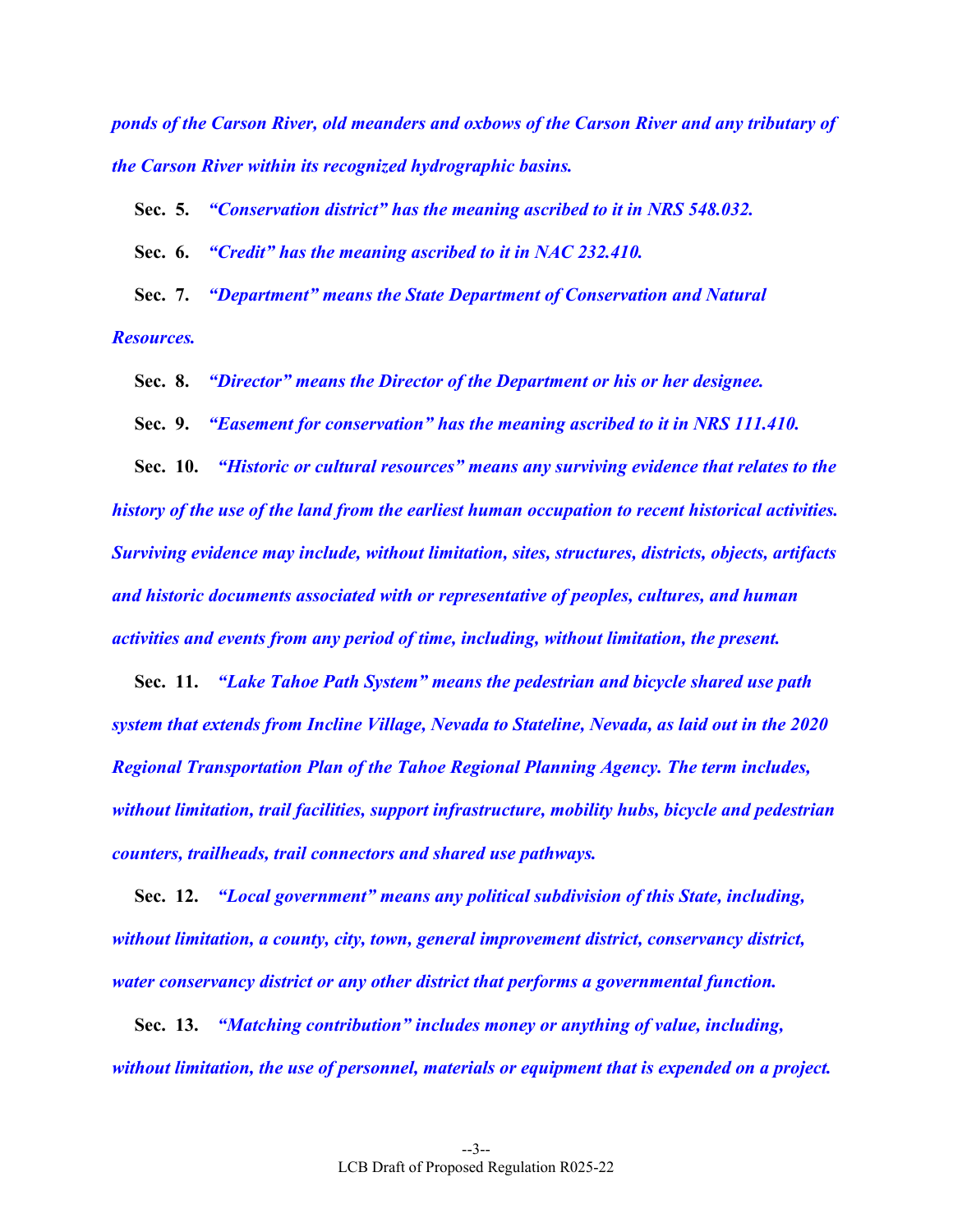***ponds of the Carson River, old meanders and oxbows of the Carson River and any tributary of the Carson River within its recognized hydrographic basins.***

**Sec. 5.** ***"Conservation district" has the meaning ascribed to it in NRS 548.032.***

**Sec. 6.** ***"Credit" has the meaning ascribed to it in NAC 232.410.***

**Sec. 7.** ***"Department" means the State Department of Conservation and Natural Resources.***

**Sec. 8.** ***"Director" means the Director of the Department or his or her designee.***

**Sec. 9.** ***"Easement for conservation" has the meaning ascribed to it in NRS 111.410.***

**Sec. 10.** ***"Historic or cultural resources" means any surviving evidence that relates to the history of the use of the land from the earliest human occupation to recent historical activities. Surviving evidence may include, without limitation, sites, structures, districts, objects, artifacts and historic documents associated with or representative of peoples, cultures, and human activities and events from any period of time, including, without limitation, the present.***

**Sec. 11.** ***"Lake Tahoe Path System" means the pedestrian and bicycle shared use path system that extends from Incline Village, Nevada to Stateline, Nevada, as laid out in the 2020 Regional Transportation Plan of the Tahoe Regional Planning Agency. The term includes, without limitation, trail facilities, support infrastructure, mobility hubs, bicycle and pedestrian counters, trailheads, trail connectors and shared use pathways.***

**Sec. 12.** ***"Local government" means any political subdivision of this State, including, without limitation, a county, city, town, general improvement district, conservancy district, water conservancy district or any other district that performs a governmental function.***

**Sec. 13.** ***"Matching contribution" includes money or anything of value, including, without limitation, the use of personnel, materials or equipment that is expended on a project.***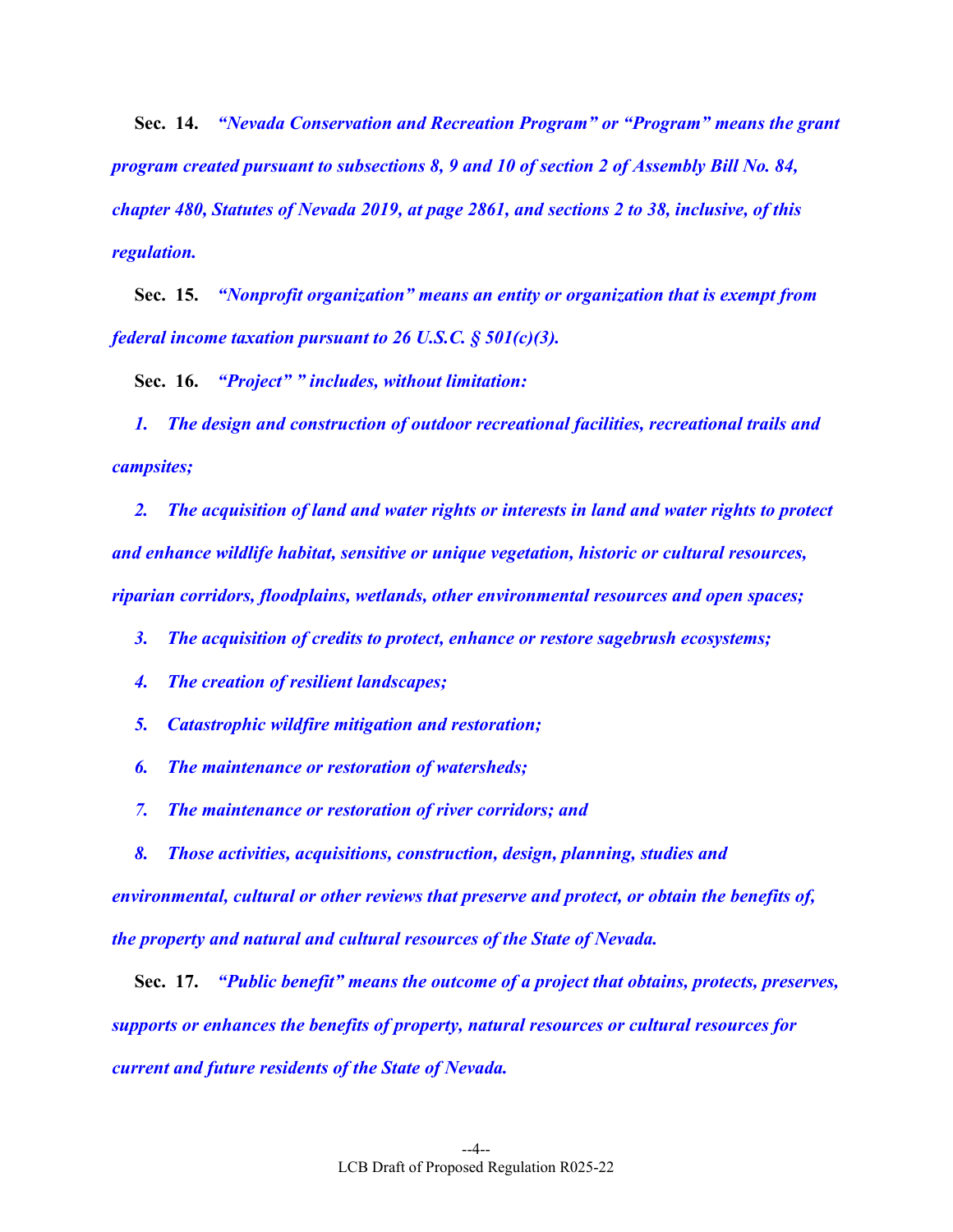**Sec. 14.** ***"Nevada Conservation and Recreation Program" or "Program" means the grant program created pursuant to subsections 8, 9 and 10 of section 2 of Assembly Bill No. 84, chapter 480, Statutes of Nevada 2019, at page 2861, and sections 2 to 38, inclusive, of this regulation.***

**Sec. 15.** ***"Nonprofit organization" means an entity or organization that is exempt from federal income taxation pursuant to 26 U.S.C. § 501(c)(3).***

**Sec. 16.** ***"Project" " includes, without limitation:***

***1. The design and construction of outdoor recreational facilities, recreational trails and campsites;***

***2. The acquisition of land and water rights or interests in land and water rights to protect and enhance wildlife habitat, sensitive or unique vegetation, historic or cultural resources, riparian corridors, floodplains, wetlands, other environmental resources and open spaces;***

***3. The acquisition of credits to protect, enhance or restore sagebrush ecosystems;***

***4. The creation of resilient landscapes;***

***5. Catastrophic wildfire mitigation and restoration;***

***6. The maintenance or restoration of watersheds;***

***7. The maintenance or restoration of river corridors; and***

***8. Those activities, acquisitions, construction, design, planning, studies and environmental, cultural or other reviews that preserve and protect, or obtain the benefits of, the property and natural and cultural resources of the State of Nevada.***

**Sec. 17.** ***"Public benefit" means the outcome of a project that obtains, protects, preserves, supports or enhances the benefits of property, natural resources or cultural resources for current and future residents of the State of Nevada.***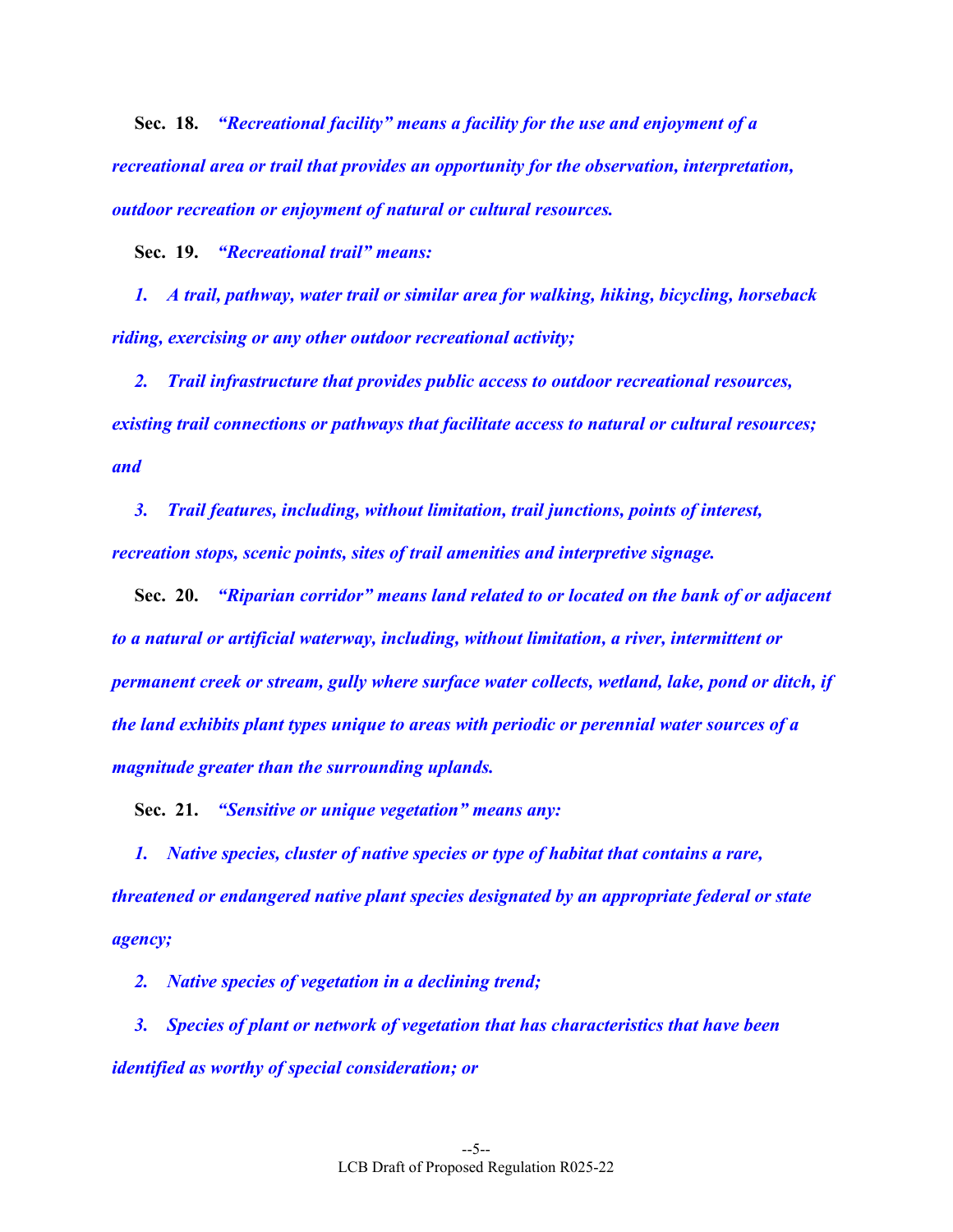**Sec. 18.** ***"Recreational facility" means a facility for the use and enjoyment of a recreational area or trail that provides an opportunity for the observation, interpretation, outdoor recreation or enjoyment of natural or cultural resources.***

**Sec. 19.** ***"Recreational trail" means:***

***1. A trail, pathway, water trail or similar area for walking, hiking, bicycling, horseback riding, exercising or any other outdoor recreational activity;***

***2. Trail infrastructure that provides public access to outdoor recreational resources, existing trail connections or pathways that facilitate access to natural or cultural resources; and***

***3. Trail features, including, without limitation, trail junctions, points of interest, recreation stops, scenic points, sites of trail amenities and interpretive signage.***

**Sec. 20.** ***"Riparian corridor" means land related to or located on the bank of or adjacent to a natural or artificial waterway, including, without limitation, a river, intermittent or permanent creek or stream, gully where surface water collects, wetland, lake, pond or ditch, if the land exhibits plant types unique to areas with periodic or perennial water sources of a magnitude greater than the surrounding uplands.***

**Sec. 21.** ***"Sensitive or unique vegetation" means any:***

***1. Native species, cluster of native species or type of habitat that contains a rare, threatened or endangered native plant species designated by an appropriate federal or state agency;***

***2. Native species of vegetation in a declining trend;***

***3. Species of plant or network of vegetation that has characteristics that have been identified as worthy of special consideration; or***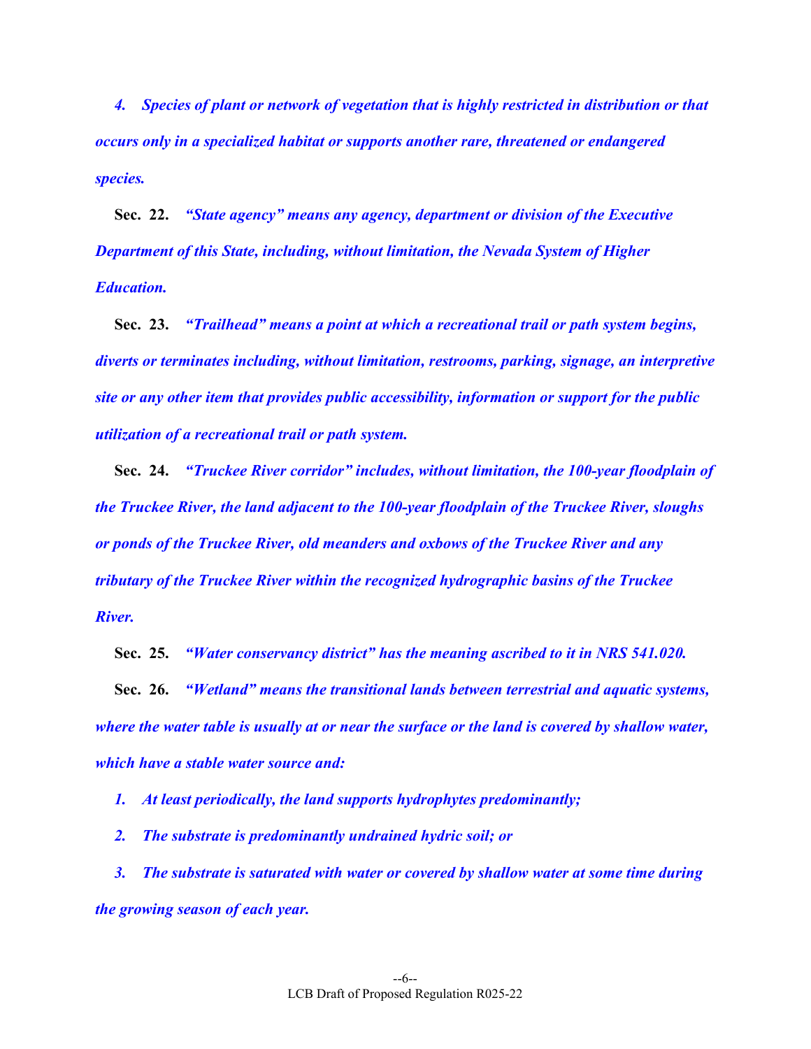*4. Species of plant or network of vegetation that is highly restricted in distribution or that occurs only in a specialized habitat or supports another rare, threatened or endangered species.*

**Sec. 22.** *"State agency" means any agency, department or division of the Executive Department of this State, including, without limitation, the Nevada System of Higher Education.*

**Sec. 23.** *"Trailhead" means a point at which a recreational trail or path system begins, diverts or terminates including, without limitation, restrooms, parking, signage, an interpretive site or any other item that provides public accessibility, information or support for the public utilization of a recreational trail or path system.*

**Sec. 24.** *"Truckee River corridor" includes, without limitation, the 100-year floodplain of the Truckee River, the land adjacent to the 100-year floodplain of the Truckee River, sloughs or ponds of the Truckee River, old meanders and oxbows of the Truckee River and any tributary of the Truckee River within the recognized hydrographic basins of the Truckee River.*

**Sec. 25.** *"Water conservancy district" has the meaning ascribed to it in NRS 541.020.*

**Sec. 26.** *"Wetland" means the transitional lands between terrestrial and aquatic systems, where the water table is usually at or near the surface or the land is covered by shallow water, which have a stable water source and:*

*1. At least periodically, the land supports hydrophytes predominantly;*

*2. The substrate is predominantly undrained hydric soil; or*

*3. The substrate is saturated with water or covered by shallow water at some time during the growing season of each year.*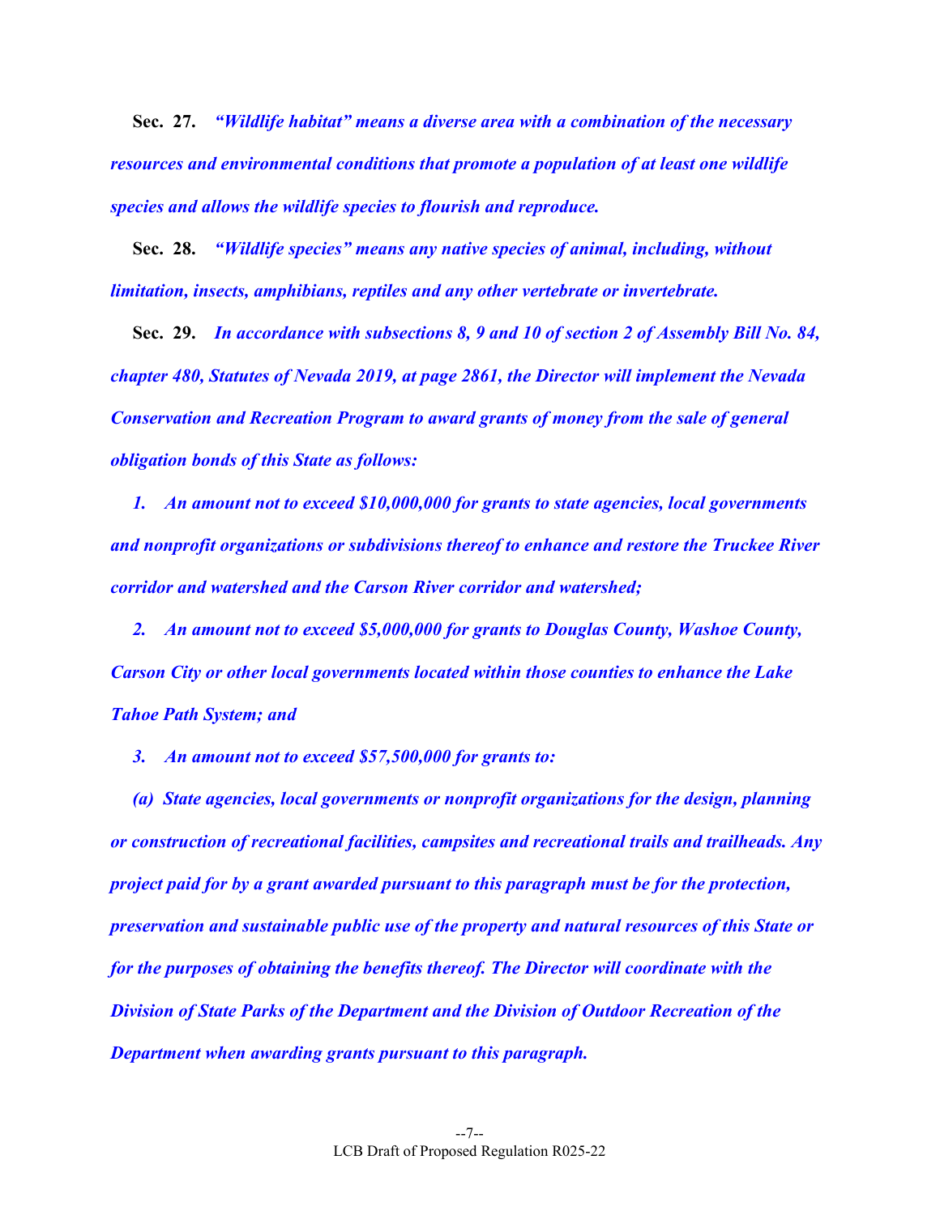**Sec. 27.** ***"Wildlife habitat" means a diverse area with a combination of the necessary resources and environmental conditions that promote a population of at least one wildlife species and allows the wildlife species to flourish and reproduce.***

**Sec. 28.** ***"Wildlife species" means any native species of animal, including, without limitation, insects, amphibians, reptiles and any other vertebrate or invertebrate.***

**Sec. 29.** ***In accordance with subsections 8, 9 and 10 of section 2 of Assembly Bill No. 84, chapter 480, Statutes of Nevada 2019, at page 2861, the Director will implement the Nevada Conservation and Recreation Program to award grants of money from the sale of general obligation bonds of this State as follows:***

***1. An amount not to exceed $10,000,000 for grants to state agencies, local governments and nonprofit organizations or subdivisions thereof to enhance and restore the Truckee River corridor and watershed and the Carson River corridor and watershed;***

***2. An amount not to exceed $5,000,000 for grants to Douglas County, Washoe County, Carson City or other local governments located within those counties to enhance the Lake Tahoe Path System; and***

***3. An amount not to exceed $57,500,000 for grants to:***

***(a) State agencies, local governments or nonprofit organizations for the design, planning or construction of recreational facilities, campsites and recreational trails and trailheads. Any project paid for by a grant awarded pursuant to this paragraph must be for the protection, preservation and sustainable public use of the property and natural resources of this State or for the purposes of obtaining the benefits thereof. The Director will coordinate with the Division of State Parks of the Department and the Division of Outdoor Recreation of the Department when awarding grants pursuant to this paragraph.***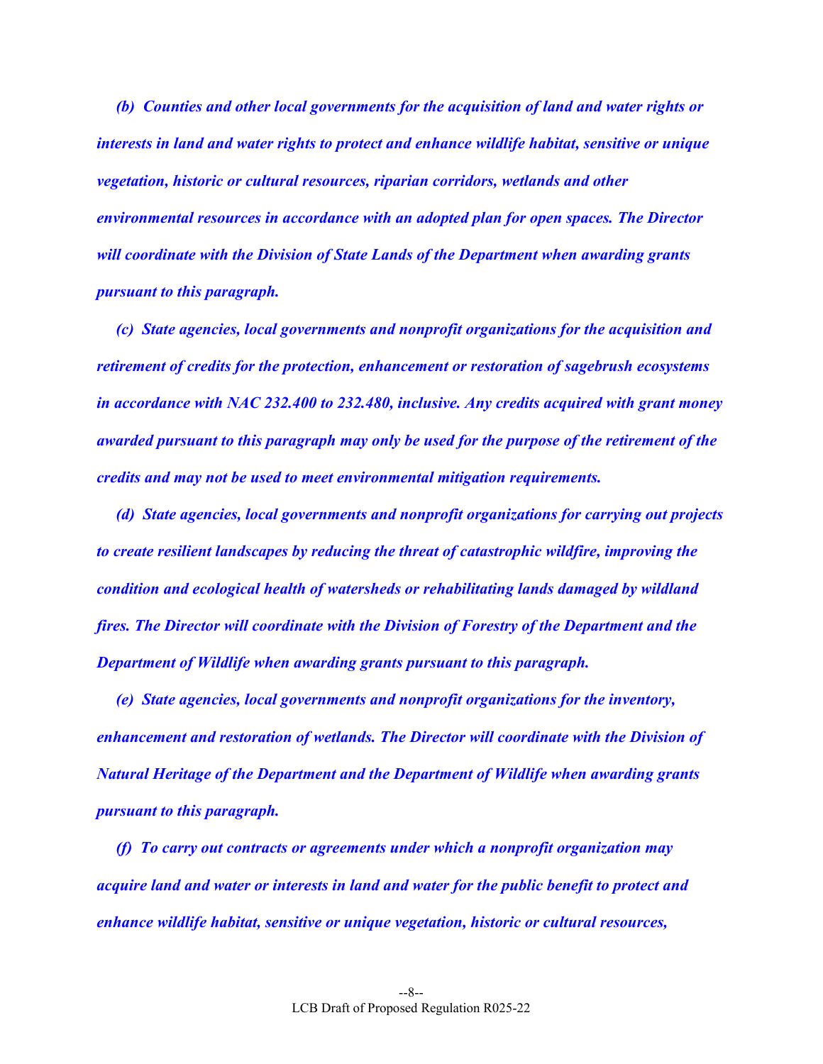***(b) Counties and other local governments for the acquisition of land and water rights or interests in land and water rights to protect and enhance wildlife habitat, sensitive or unique vegetation, historic or cultural resources, riparian corridors, wetlands and other environmental resources in accordance with an adopted plan for open spaces. The Director will coordinate with the Division of State Lands of the Department when awarding grants pursuant to this paragraph.***

***(c) State agencies, local governments and nonprofit organizations for the acquisition and retirement of credits for the protection, enhancement or restoration of sagebrush ecosystems in accordance with NAC 232.400 to 232.480, inclusive. Any credits acquired with grant money awarded pursuant to this paragraph may only be used for the purpose of the retirement of the credits and may not be used to meet environmental mitigation requirements.***

***(d) State agencies, local governments and nonprofit organizations for carrying out projects to create resilient landscapes by reducing the threat of catastrophic wildfire, improving the condition and ecological health of watersheds or rehabilitating lands damaged by wildland fires. The Director will coordinate with the Division of Forestry of the Department and the Department of Wildlife when awarding grants pursuant to this paragraph.***

***(e) State agencies, local governments and nonprofit organizations for the inventory, enhancement and restoration of wetlands. The Director will coordinate with the Division of Natural Heritage of the Department and the Department of Wildlife when awarding grants pursuant to this paragraph.***

***(f) To carry out contracts or agreements under which a nonprofit organization may acquire land and water or interests in land and water for the public benefit to protect and enhance wildlife habitat, sensitive or unique vegetation, historic or cultural resources,***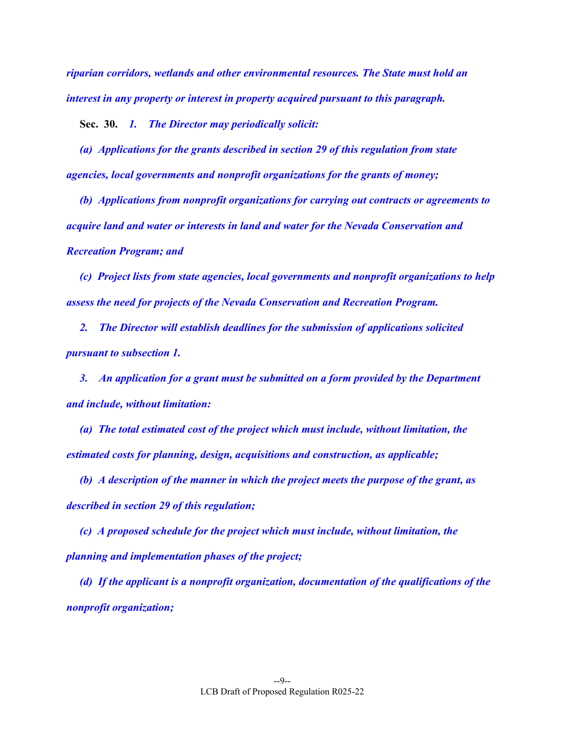*riparian corridors, wetlands and other environmental resources. The State must hold an interest in any property or interest in property acquired pursuant to this paragraph.*

**Sec. 30.** ***1. The Director may periodically solicit:***

***(a) Applications for the grants described in section 29 of this regulation from state agencies, local governments and nonprofit organizations for the grants of money;***

***(b) Applications from nonprofit organizations for carrying out contracts or agreements to acquire land and water or interests in land and water for the Nevada Conservation and Recreation Program; and***

***(c) Project lists from state agencies, local governments and nonprofit organizations to help assess the need for projects of the Nevada Conservation and Recreation Program.***

***2. The Director will establish deadlines for the submission of applications solicited pursuant to subsection 1.***

***3. An application for a grant must be submitted on a form provided by the Department and include, without limitation:***

***(a) The total estimated cost of the project which must include, without limitation, the estimated costs for planning, design, acquisitions and construction, as applicable;***

***(b) A description of the manner in which the project meets the purpose of the grant, as described in section 29 of this regulation;***

***(c) A proposed schedule for the project which must include, without limitation, the planning and implementation phases of the project;***

***(d) If the applicant is a nonprofit organization, documentation of the qualifications of the nonprofit organization;***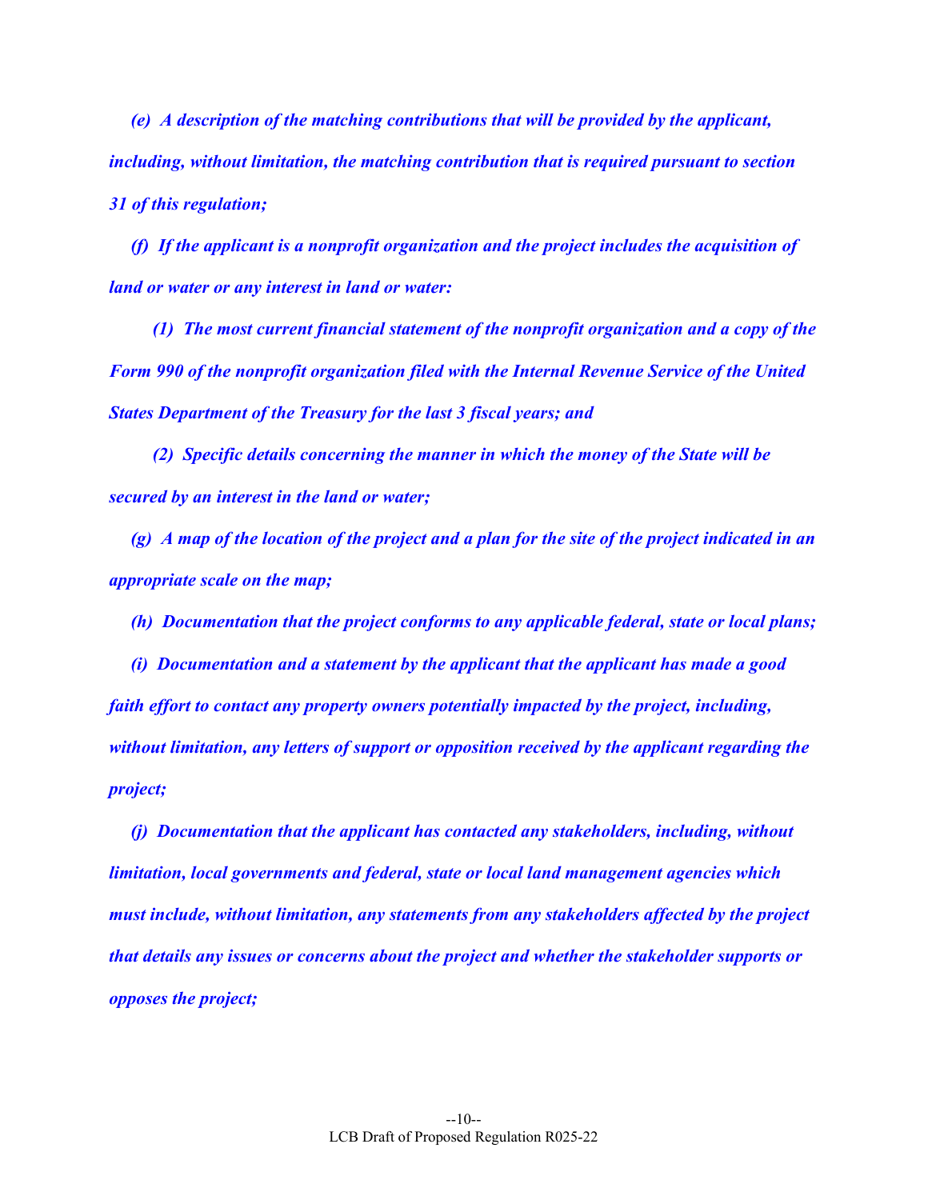*(e) A description of the matching contributions that will be provided by the applicant, including, without limitation, the matching contribution that is required pursuant to section 31 of this regulation;*

*(f) If the applicant is a nonprofit organization and the project includes the acquisition of land or water or any interest in land or water:*

*(1) The most current financial statement of the nonprofit organization and a copy of the Form 990 of the nonprofit organization filed with the Internal Revenue Service of the United States Department of the Treasury for the last 3 fiscal years; and*

*(2) Specific details concerning the manner in which the money of the State will be secured by an interest in the land or water;*

*(g) A map of the location of the project and a plan for the site of the project indicated in an appropriate scale on the map;*

*(h) Documentation that the project conforms to any applicable federal, state or local plans;*

*(i) Documentation and a statement by the applicant that the applicant has made a good faith effort to contact any property owners potentially impacted by the project, including, without limitation, any letters of support or opposition received by the applicant regarding the project;*

*(j) Documentation that the applicant has contacted any stakeholders, including, without limitation, local governments and federal, state or local land management agencies which must include, without limitation, any statements from any stakeholders affected by the project that details any issues or concerns about the project and whether the stakeholder supports or opposes the project;*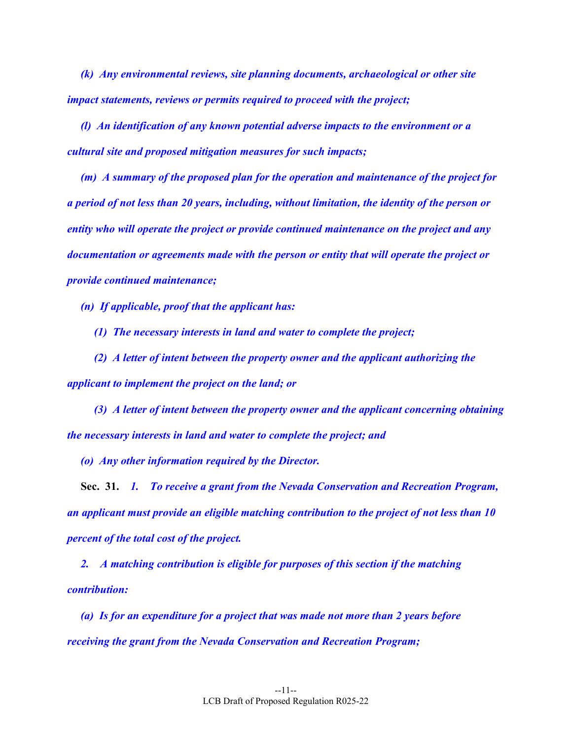*(k) Any environmental reviews, site planning documents, archaeological or other site impact statements, reviews or permits required to proceed with the project;*

*(l) An identification of any known potential adverse impacts to the environment or a cultural site and proposed mitigation measures for such impacts;*

*(m) A summary of the proposed plan for the operation and maintenance of the project for a period of not less than 20 years, including, without limitation, the identity of the person or entity who will operate the project or provide continued maintenance on the project and any documentation or agreements made with the person or entity that will operate the project or provide continued maintenance;*

*(n) If applicable, proof that the applicant has:*

*(1) The necessary interests in land and water to complete the project;*

*(2) A letter of intent between the property owner and the applicant authorizing the applicant to implement the project on the land; or*

*(3) A letter of intent between the property owner and the applicant concerning obtaining the necessary interests in land and water to complete the project; and*

*(o) Any other information required by the Director.*

**Sec. 31.** *1. To receive a grant from the Nevada Conservation and Recreation Program, an applicant must provide an eligible matching contribution to the project of not less than 10 percent of the total cost of the project.*

*2. A matching contribution is eligible for purposes of this section if the matching contribution:*

*(a) Is for an expenditure for a project that was made not more than 2 years before receiving the grant from the Nevada Conservation and Recreation Program;*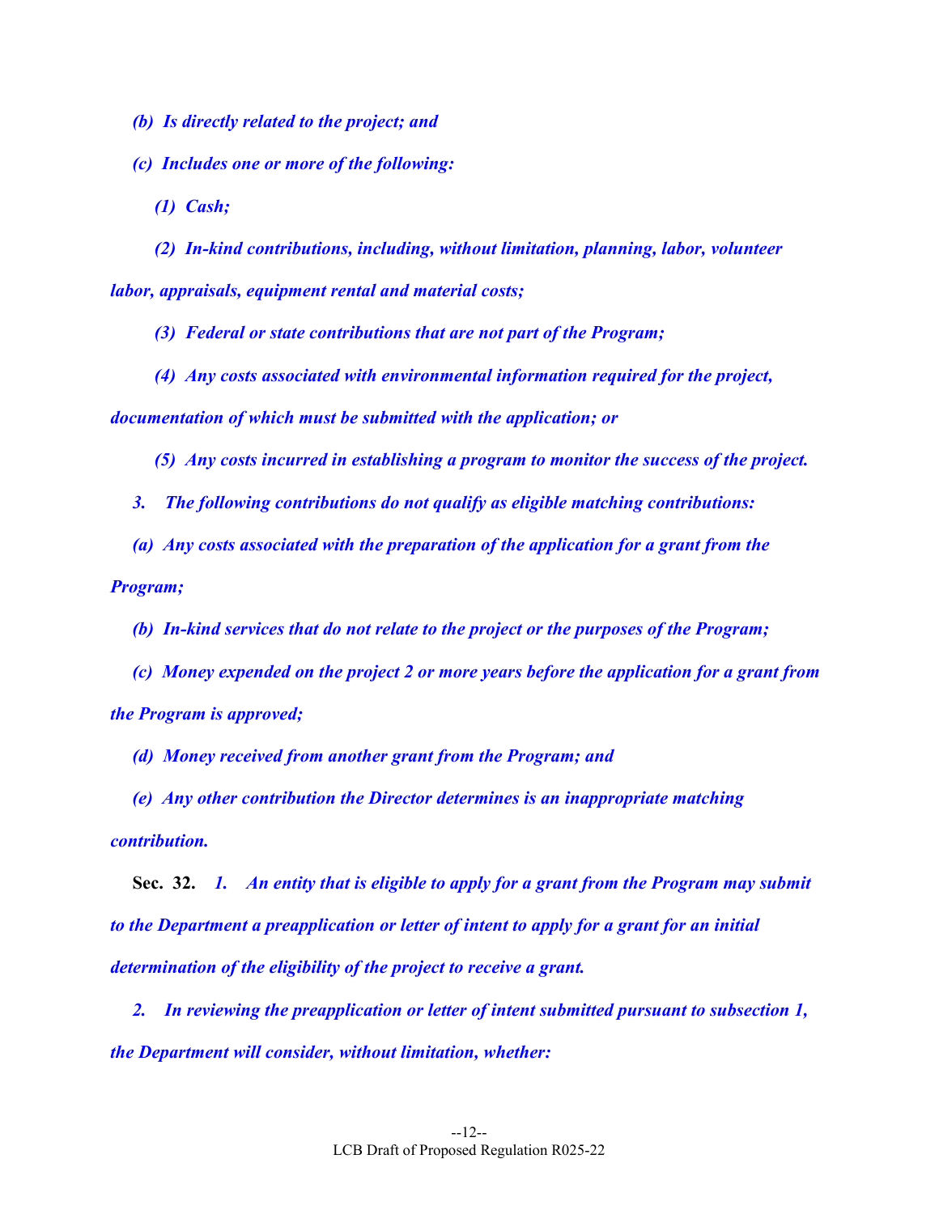*(b) Is directly related to the project; and*

*(c) Includes one or more of the following:*

*(1) Cash;*

*(2) In-kind contributions, including, without limitation, planning, labor, volunteer labor, appraisals, equipment rental and material costs;*

*(3) Federal or state contributions that are not part of the Program;*

*(4) Any costs associated with environmental information required for the project, documentation of which must be submitted with the application; or*

*(5) Any costs incurred in establishing a program to monitor the success of the project.*

*3. The following contributions do not qualify as eligible matching contributions:*

*(a) Any costs associated with the preparation of the application for a grant from the Program;*

*(b) In-kind services that do not relate to the project or the purposes of the Program;*

*(c) Money expended on the project 2 or more years before the application for a grant from the Program is approved;*

*(d) Money received from another grant from the Program; and*

*(e) Any other contribution the Director determines is an inappropriate matching contribution.*

**Sec. 32.** *1. An entity that is eligible to apply for a grant from the Program may submit to the Department a preapplication or letter of intent to apply for a grant for an initial determination of the eligibility of the project to receive a grant.*

*2. In reviewing the preapplication or letter of intent submitted pursuant to subsection 1, the Department will consider, without limitation, whether:*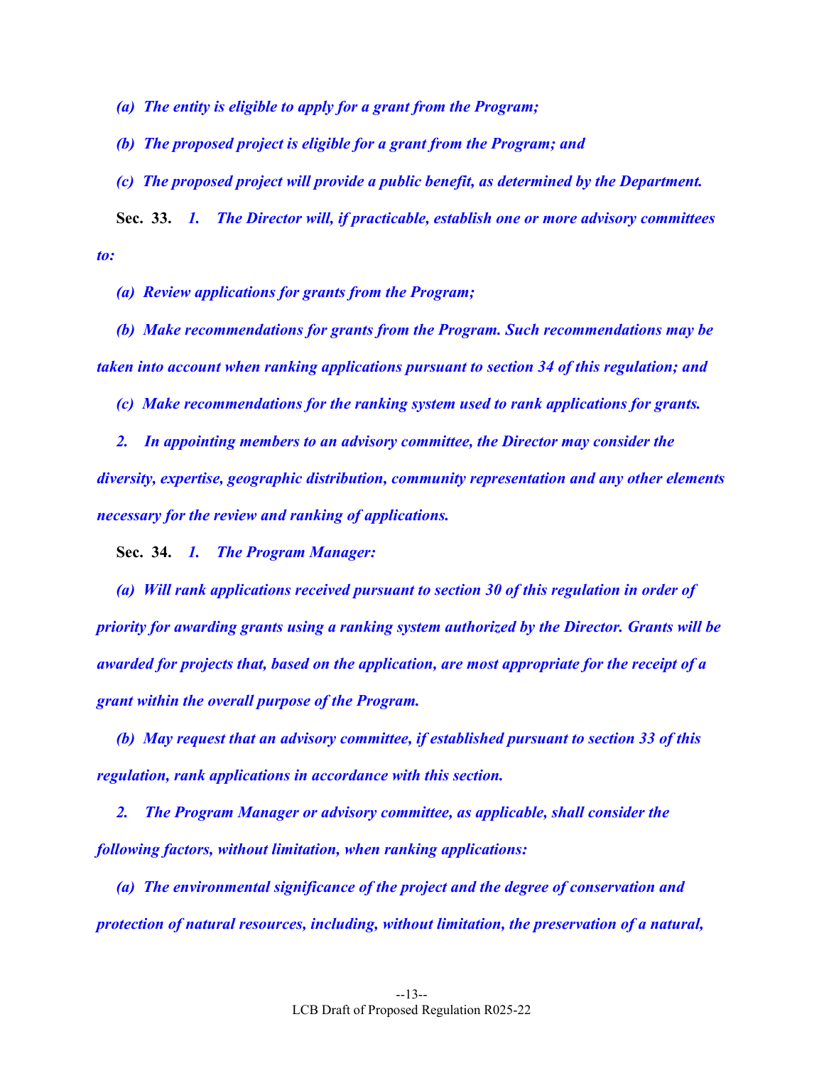*(a) The entity is eligible to apply for a grant from the Program;*

*(b) The proposed project is eligible for a grant from the Program; and*

*(c) The proposed project will provide a public benefit, as determined by the Department.*

**Sec. 33.** *1. The Director will, if practicable, establish one or more advisory committees to:*

*(a) Review applications for grants from the Program;*

*(b) Make recommendations for grants from the Program. Such recommendations may be taken into account when ranking applications pursuant to section 34 of this regulation; and*

*(c) Make recommendations for the ranking system used to rank applications for grants.*

*2. In appointing members to an advisory committee, the Director may consider the diversity, expertise, geographic distribution, community representation and any other elements necessary for the review and ranking of applications.*

**Sec. 34.** *1. The Program Manager:*

*(a) Will rank applications received pursuant to section 30 of this regulation in order of priority for awarding grants using a ranking system authorized by the Director. Grants will be awarded for projects that, based on the application, are most appropriate for the receipt of a grant within the overall purpose of the Program.*

*(b) May request that an advisory committee, if established pursuant to section 33 of this regulation, rank applications in accordance with this section.*

*2. The Program Manager or advisory committee, as applicable, shall consider the following factors, without limitation, when ranking applications:*

*(a) The environmental significance of the project and the degree of conservation and protection of natural resources, including, without limitation, the preservation of a natural,*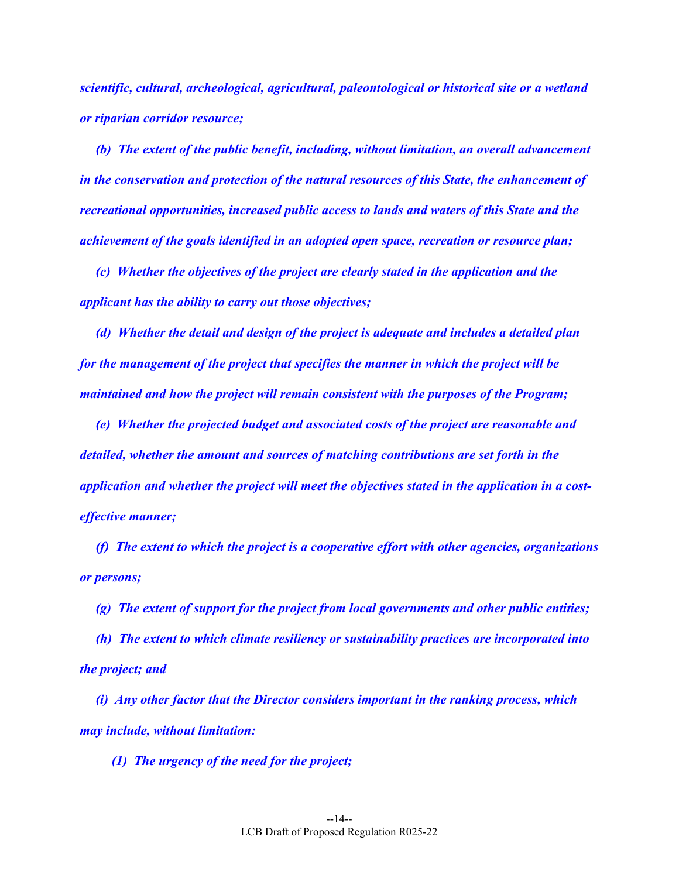***scientific, cultural, archeological, agricultural, paleontological or historical site or a wetland or riparian corridor resource;***

***(b) The extent of the public benefit, including, without limitation, an overall advancement in the conservation and protection of the natural resources of this State, the enhancement of recreational opportunities, increased public access to lands and waters of this State and the achievement of the goals identified in an adopted open space, recreation or resource plan;***

***(c) Whether the objectives of the project are clearly stated in the application and the applicant has the ability to carry out those objectives;***

***(d) Whether the detail and design of the project is adequate and includes a detailed plan for the management of the project that specifies the manner in which the project will be maintained and how the project will remain consistent with the purposes of the Program;***

***(e) Whether the projected budget and associated costs of the project are reasonable and detailed, whether the amount and sources of matching contributions are set forth in the application and whether the project will meet the objectives stated in the application in a cost-effective manner;***

***(f) The extent to which the project is a cooperative effort with other agencies, organizations or persons;***

***(g) The extent of support for the project from local governments and other public entities;***

***(h) The extent to which climate resiliency or sustainability practices are incorporated into the project; and***

***(i) Any other factor that the Director considers important in the ranking process, which may include, without limitation:***

***(1) The urgency of the need for the project;***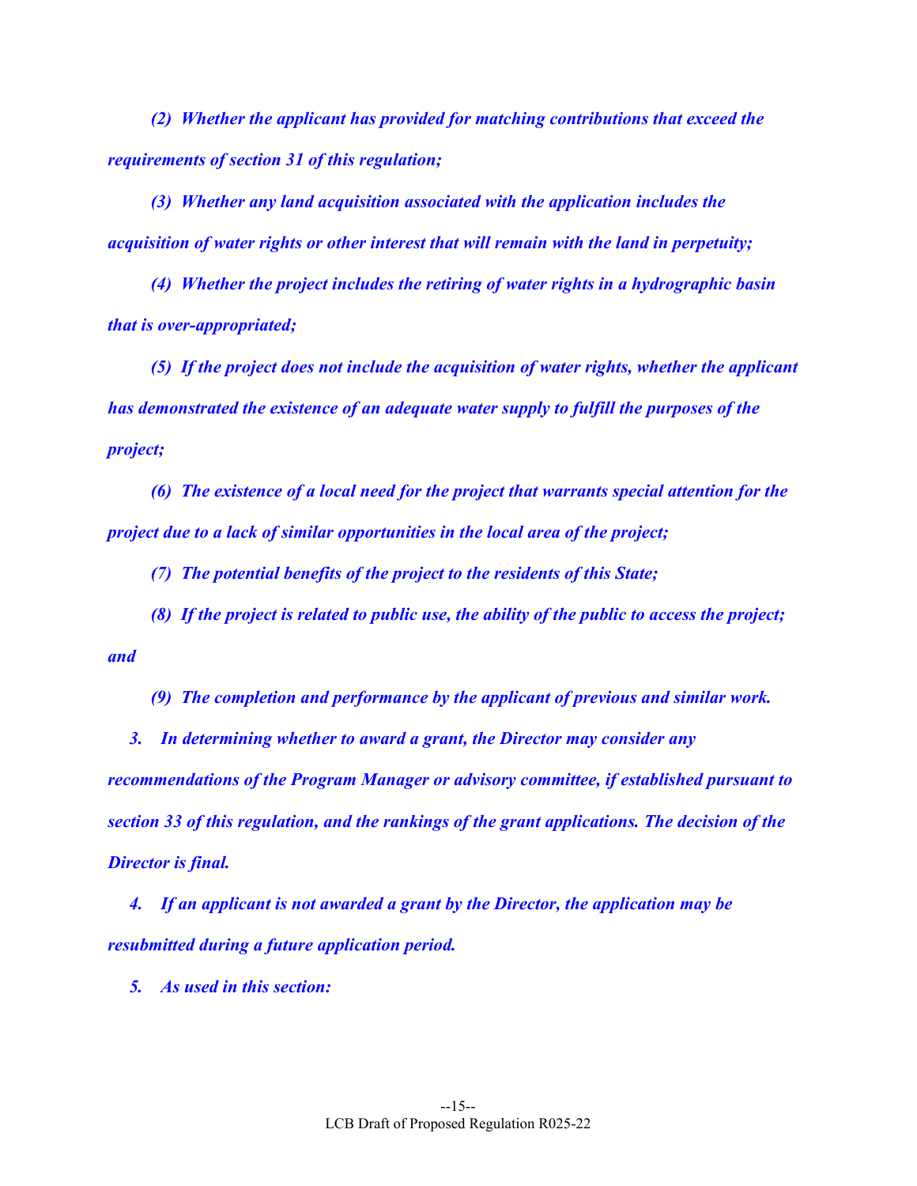***(2) Whether the applicant has provided for matching contributions that exceed the requirements of section 31 of this regulation;***

***(3) Whether any land acquisition associated with the application includes the acquisition of water rights or other interest that will remain with the land in perpetuity;***

***(4) Whether the project includes the retiring of water rights in a hydrographic basin that is over-appropriated;***

***(5) If the project does not include the acquisition of water rights, whether the applicant has demonstrated the existence of an adequate water supply to fulfill the purposes of the project;***

***(6) The existence of a local need for the project that warrants special attention for the project due to a lack of similar opportunities in the local area of the project;***

***(7) The potential benefits of the project to the residents of this State;***

***(8) If the project is related to public use, the ability of the public to access the project; and***

***(9) The completion and performance by the applicant of previous and similar work.***

***3. In determining whether to award a grant, the Director may consider any recommendations of the Program Manager or advisory committee, if established pursuant to section 33 of this regulation, and the rankings of the grant applications. The decision of the Director is final.***

***4. If an applicant is not awarded a grant by the Director, the application may be resubmitted during a future application period.***

***5. As used in this section:***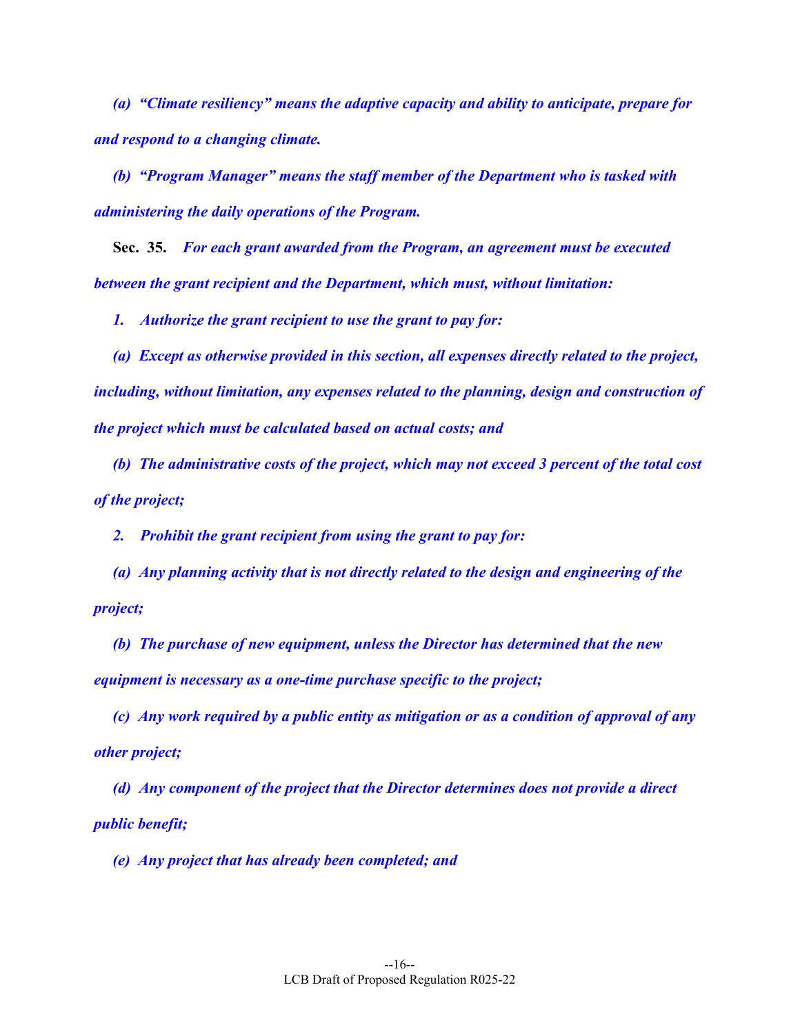*(a) "Climate resiliency" means the adaptive capacity and ability to anticipate, prepare for and respond to a changing climate.*

*(b) "Program Manager" means the staff member of the Department who is tasked with administering the daily operations of the Program.*

**Sec. 35.** *For each grant awarded from the Program, an agreement must be executed between the grant recipient and the Department, which must, without limitation:*

*1. Authorize the grant recipient to use the grant to pay for:*

*(a) Except as otherwise provided in this section, all expenses directly related to the project, including, without limitation, any expenses related to the planning, design and construction of the project which must be calculated based on actual costs; and*

*(b) The administrative costs of the project, which may not exceed 3 percent of the total cost of the project;*

*2. Prohibit the grant recipient from using the grant to pay for:*

*(a) Any planning activity that is not directly related to the design and engineering of the project;*

*(b) The purchase of new equipment, unless the Director has determined that the new equipment is necessary as a one-time purchase specific to the project;*

*(c) Any work required by a public entity as mitigation or as a condition of approval of any other project;*

*(d) Any component of the project that the Director determines does not provide a direct public benefit;*

*(e) Any project that has already been completed; and*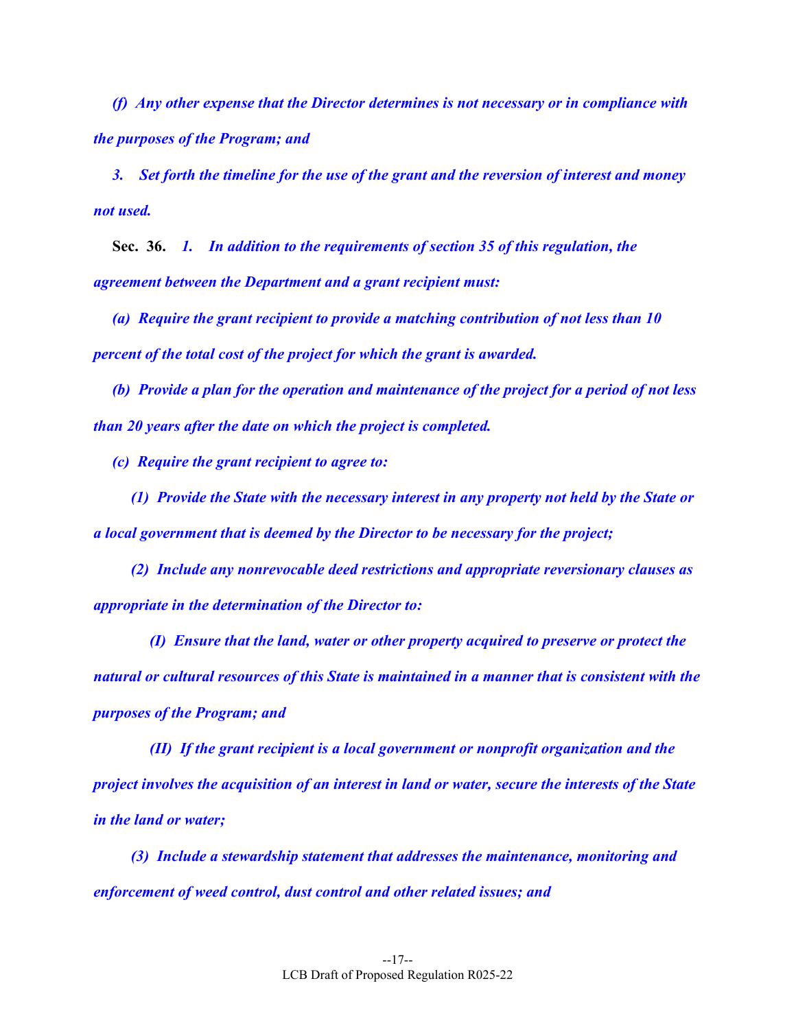*(f) Any other expense that the Director determines is not necessary or in compliance with the purposes of the Program; and*

*3. Set forth the timeline for the use of the grant and the reversion of interest and money not used.*

**Sec. 36.** *1. In addition to the requirements of section 35 of this regulation, the agreement between the Department and a grant recipient must:*

*(a) Require the grant recipient to provide a matching contribution of not less than 10 percent of the total cost of the project for which the grant is awarded.*

*(b) Provide a plan for the operation and maintenance of the project for a period of not less than 20 years after the date on which the project is completed.*

*(c) Require the grant recipient to agree to:*

*(1) Provide the State with the necessary interest in any property not held by the State or a local government that is deemed by the Director to be necessary for the project;*

*(2) Include any nonrevocable deed restrictions and appropriate reversionary clauses as appropriate in the determination of the Director to:*

*(I) Ensure that the land, water or other property acquired to preserve or protect the natural or cultural resources of this State is maintained in a manner that is consistent with the purposes of the Program; and*

*(II) If the grant recipient is a local government or nonprofit organization and the project involves the acquisition of an interest in land or water, secure the interests of the State in the land or water;*

*(3) Include a stewardship statement that addresses the maintenance, monitoring and enforcement of weed control, dust control and other related issues; and*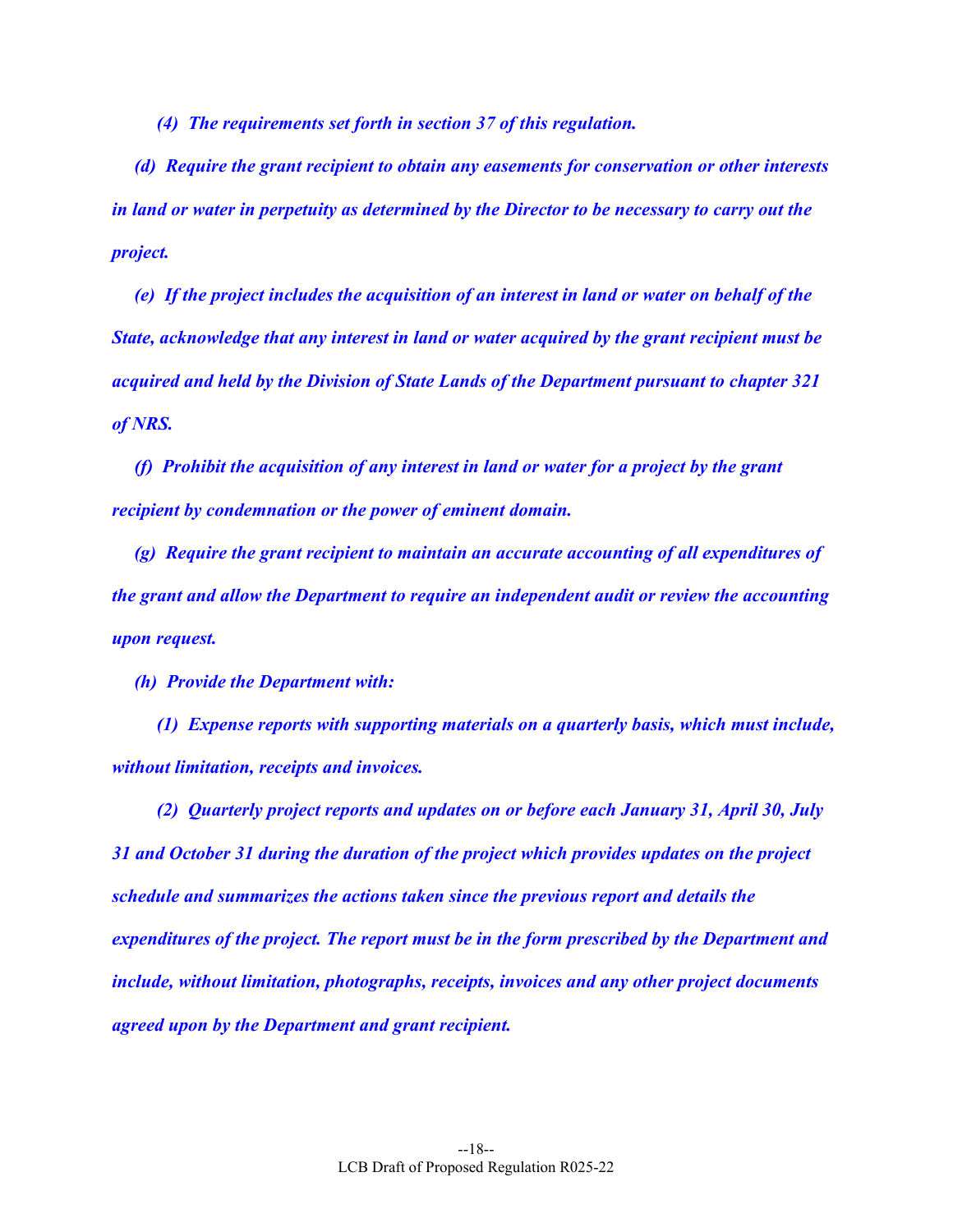*(4) The requirements set forth in section 37 of this regulation.*

*(d) Require the grant recipient to obtain any easements for conservation or other interests in land or water in perpetuity as determined by the Director to be necessary to carry out the project.*

*(e) If the project includes the acquisition of an interest in land or water on behalf of the State, acknowledge that any interest in land or water acquired by the grant recipient must be acquired and held by the Division of State Lands of the Department pursuant to chapter 321 of NRS.*

*(f) Prohibit the acquisition of any interest in land or water for a project by the grant recipient by condemnation or the power of eminent domain.*

*(g) Require the grant recipient to maintain an accurate accounting of all expenditures of the grant and allow the Department to require an independent audit or review the accounting upon request.*

*(h) Provide the Department with:*

*(1) Expense reports with supporting materials on a quarterly basis, which must include, without limitation, receipts and invoices.*

*(2) Quarterly project reports and updates on or before each January 31, April 30, July 31 and October 31 during the duration of the project which provides updates on the project schedule and summarizes the actions taken since the previous report and details the expenditures of the project. The report must be in the form prescribed by the Department and include, without limitation, photographs, receipts, invoices and any other project documents agreed upon by the Department and grant recipient.*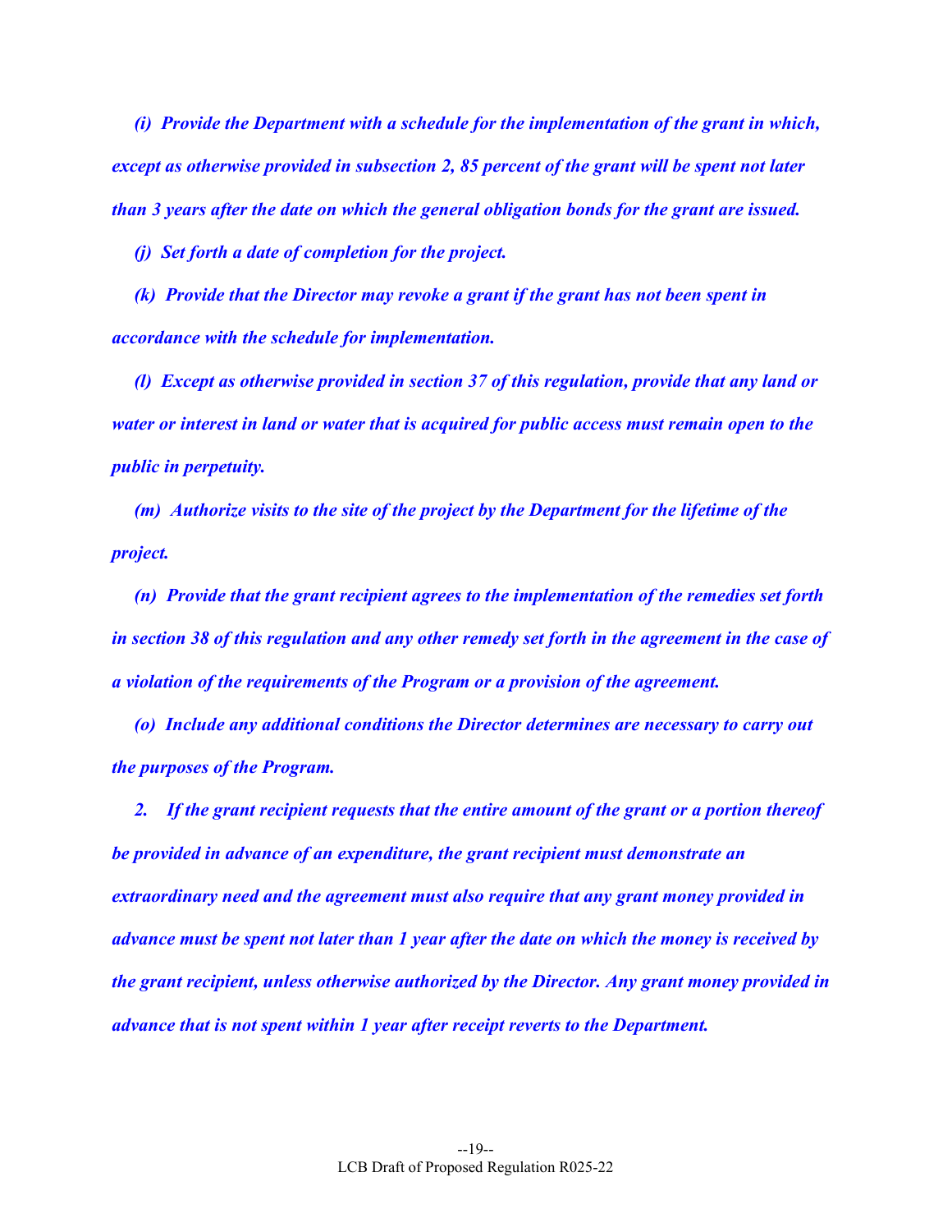*(i) Provide the Department with a schedule for the implementation of the grant in which, except as otherwise provided in subsection 2, 85 percent of the grant will be spent not later than 3 years after the date on which the general obligation bonds for the grant are issued.*

*(j) Set forth a date of completion for the project.*

*(k) Provide that the Director may revoke a grant if the grant has not been spent in accordance with the schedule for implementation.*

*(l) Except as otherwise provided in section 37 of this regulation, provide that any land or water or interest in land or water that is acquired for public access must remain open to the public in perpetuity.*

*(m) Authorize visits to the site of the project by the Department for the lifetime of the project.*

*(n) Provide that the grant recipient agrees to the implementation of the remedies set forth in section 38 of this regulation and any other remedy set forth in the agreement in the case of a violation of the requirements of the Program or a provision of the agreement.*

*(o) Include any additional conditions the Director determines are necessary to carry out the purposes of the Program.*

*2. If the grant recipient requests that the entire amount of the grant or a portion thereof be provided in advance of an expenditure, the grant recipient must demonstrate an extraordinary need and the agreement must also require that any grant money provided in advance must be spent not later than 1 year after the date on which the money is received by the grant recipient, unless otherwise authorized by the Director. Any grant money provided in advance that is not spent within 1 year after receipt reverts to the Department.*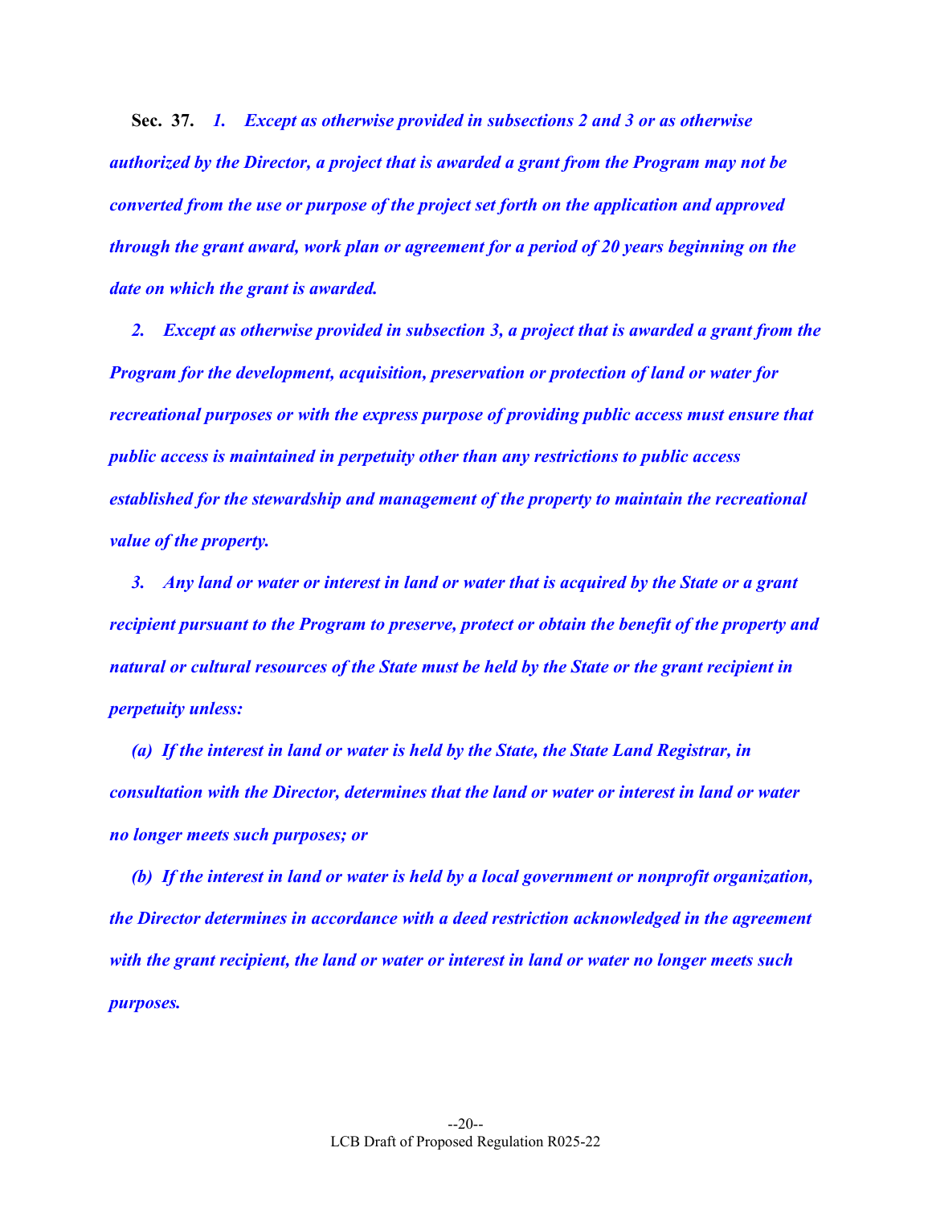**Sec. 37.** ***1. Except as otherwise provided in subsections 2 and 3 or as otherwise authorized by the Director, a project that is awarded a grant from the Program may not be converted from the use or purpose of the project set forth on the application and approved through the grant award, work plan or agreement for a period of 20 years beginning on the date on which the grant is awarded.***

***2. Except as otherwise provided in subsection 3, a project that is awarded a grant from the Program for the development, acquisition, preservation or protection of land or water for recreational purposes or with the express purpose of providing public access must ensure that public access is maintained in perpetuity other than any restrictions to public access established for the stewardship and management of the property to maintain the recreational value of the property.***

***3. Any land or water or interest in land or water that is acquired by the State or a grant recipient pursuant to the Program to preserve, protect or obtain the benefit of the property and natural or cultural resources of the State must be held by the State or the grant recipient in perpetuity unless:***

***(a) If the interest in land or water is held by the State, the State Land Registrar, in consultation with the Director, determines that the land or water or interest in land or water no longer meets such purposes; or***

***(b) If the interest in land or water is held by a local government or nonprofit organization, the Director determines in accordance with a deed restriction acknowledged in the agreement with the grant recipient, the land or water or interest in land or water no longer meets such purposes.***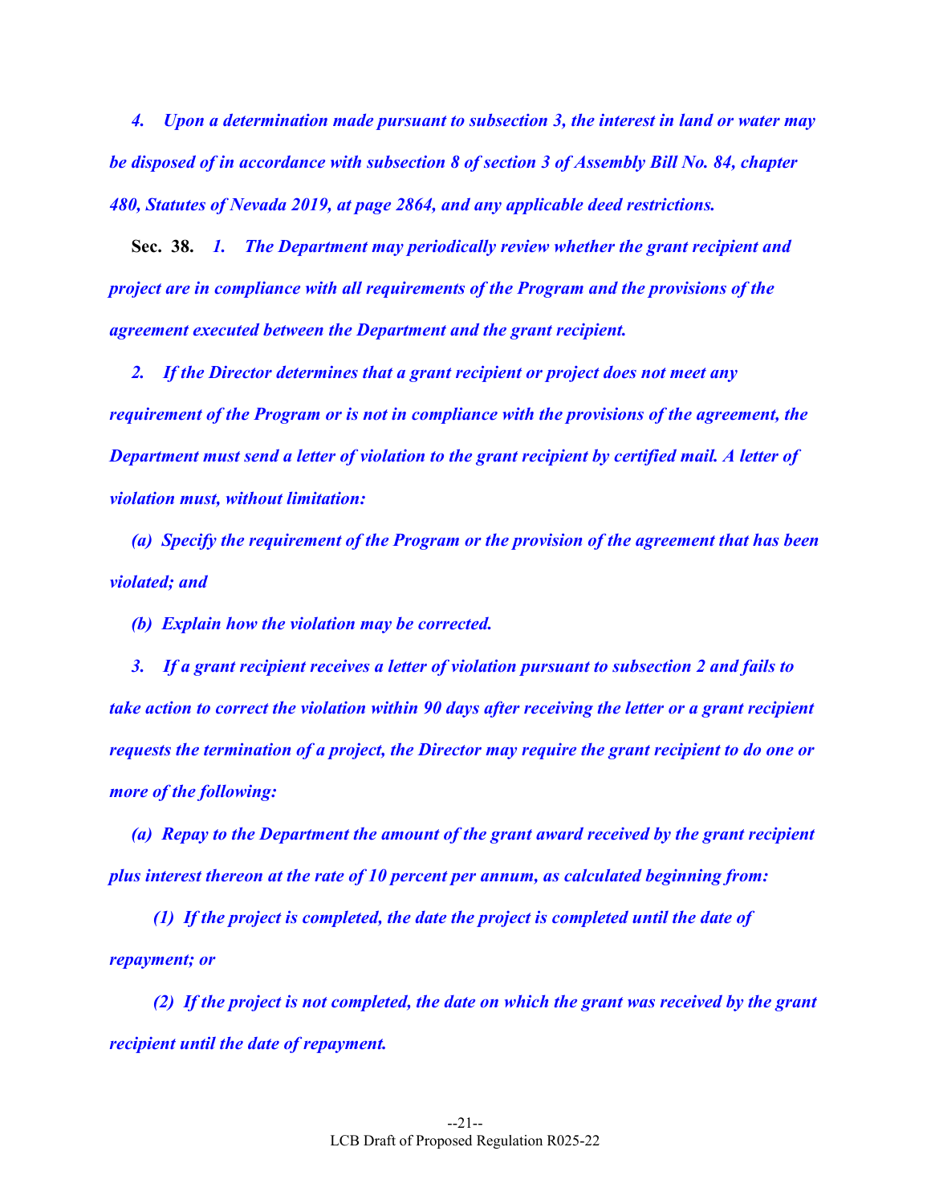*4. Upon a determination made pursuant to subsection 3, the interest in land or water may be disposed of in accordance with subsection 8 of section 3 of Assembly Bill No. 84, chapter 480, Statutes of Nevada 2019, at page 2864, and any applicable deed restrictions.*

**Sec. 38.** *1. The Department may periodically review whether the grant recipient and project are in compliance with all requirements of the Program and the provisions of the agreement executed between the Department and the grant recipient.*

*2. If the Director determines that a grant recipient or project does not meet any requirement of the Program or is not in compliance with the provisions of the agreement, the Department must send a letter of violation to the grant recipient by certified mail. A letter of violation must, without limitation:*

*(a) Specify the requirement of the Program or the provision of the agreement that has been violated; and*

*(b) Explain how the violation may be corrected.*

*3. If a grant recipient receives a letter of violation pursuant to subsection 2 and fails to take action to correct the violation within 90 days after receiving the letter or a grant recipient requests the termination of a project, the Director may require the grant recipient to do one or more of the following:*

*(a) Repay to the Department the amount of the grant award received by the grant recipient plus interest thereon at the rate of 10 percent per annum, as calculated beginning from:*

*(1) If the project is completed, the date the project is completed until the date of repayment; or*

*(2) If the project is not completed, the date on which the grant was received by the grant recipient until the date of repayment.*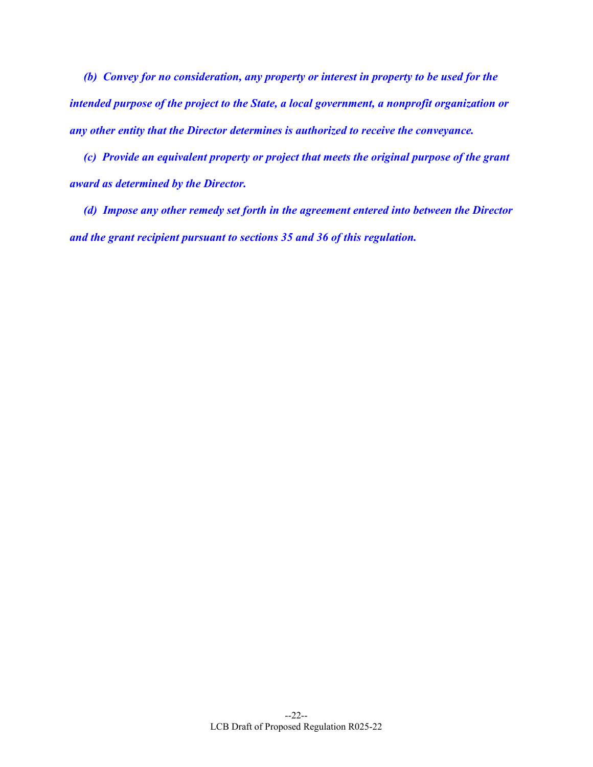***(b) Convey for no consideration, any property or interest in property to be used for the intended purpose of the project to the State, a local government, a nonprofit organization or any other entity that the Director determines is authorized to receive the conveyance.***

***(c) Provide an equivalent property or project that meets the original purpose of the grant award as determined by the Director.***

***(d) Impose any other remedy set forth in the agreement entered into between the Director and the grant recipient pursuant to sections 35 and 36 of this regulation.***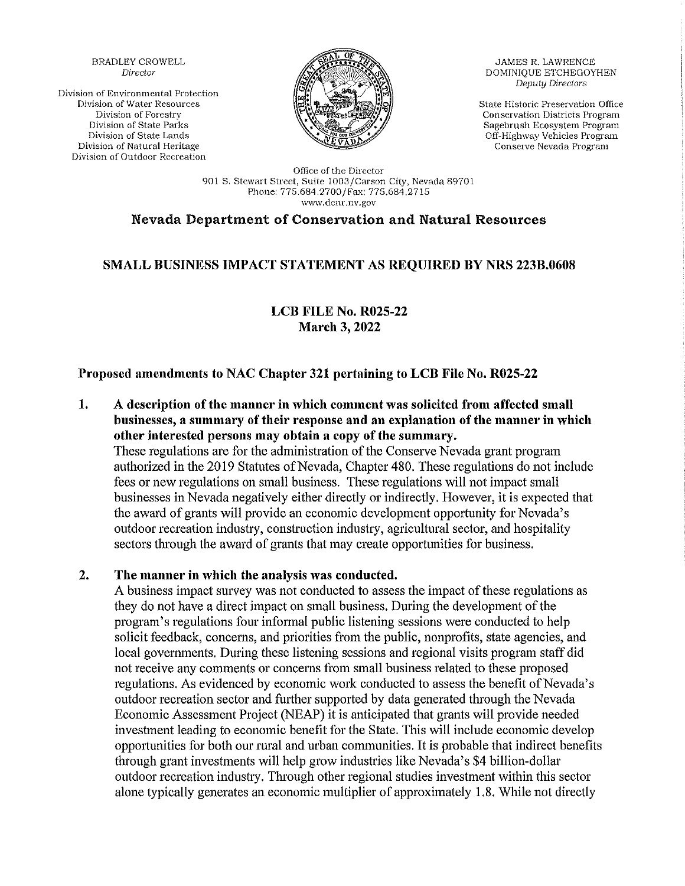BRADLEY CROWELL
*Director*

Division of Environmental Protection
Division of Water Resources
Division of Forestry
Division of State Parks
Division of State Lands
Division of Natural Heritage
Division of Outdoor Recreation

JAMES R. LAWRENCE
DOMINIQUE ETCHEGOYHEN
*Deputy Directors*

State Historic Preservation Office
Conservation Districts Program
Sagebrush Ecosystem Program
Off-Highway Vehicles Program
Conserve Nevada Program

Office of the Director
901 S. Stewart Street, Suite 1003/Carson City, Nevada 89701
Phone: 775.684.2700/Fax: 775.684.2715
www.dcnr.nv.gov

## Nevada Department of Conservation and Natural Resources

## SMALL BUSINESS IMPACT STATEMENT AS REQUIRED BY NRS 223B.0608

### LCB FILE No. R025-22
### March 3, 2022

### Proposed amendments to NAC Chapter 321 pertaining to LCB File No. R025-22

1. **A description of the manner in which comment was solicited from affected small businesses, a summary of their response and an explanation of the manner in which other interested persons may obtain a copy of the summary.**

   These regulations are for the administration of the Conserve Nevada grant program authorized in the 2019 Statutes of Nevada, Chapter 480. These regulations do not include fees or new regulations on small business. These regulations will not impact small businesses in Nevada negatively either directly or indirectly. However, it is expected that the award of grants will provide an economic development opportunity for Nevada's outdoor recreation industry, construction industry, agricultural sector, and hospitality sectors through the award of grants that may create opportunities for business.

2. **The manner in which the analysis was conducted.**

   A business impact survey was not conducted to assess the impact of these regulations as they do not have a direct impact on small business. During the development of the program's regulations four informal public listening sessions were conducted to help solicit feedback, concerns, and priorities from the public, nonprofits, state agencies, and local governments. During these listening sessions and regional visits program staff did not receive any comments or concerns from small business related to these proposed regulations. As evidenced by economic work conducted to assess the benefit of Nevada's outdoor recreation sector and further supported by data generated through the Nevada Economic Assessment Project (NEAP) it is anticipated that grants will provide needed investment leading to economic benefit for the State. This will include economic develop opportunities for both our rural and urban communities. It is probable that indirect benefits through grant investments will help grow industries like Nevada's $4 billion-dollar outdoor recreation industry. Through other regional studies investment within this sector alone typically generates an economic multiplier of approximately 1.8. While not directly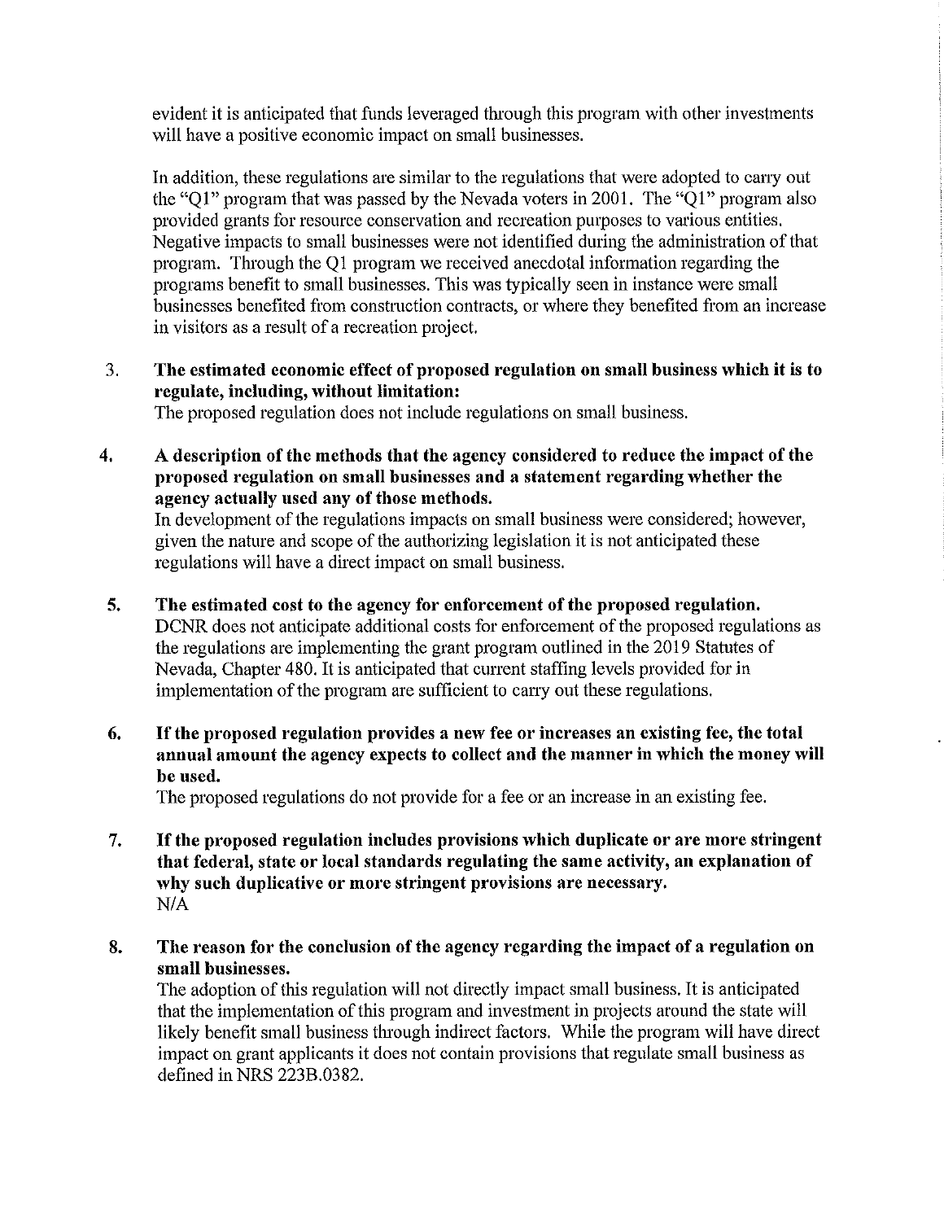evident it is anticipated that funds leveraged through this program with other investments will have a positive economic impact on small businesses.

In addition, these regulations are similar to the regulations that were adopted to carry out the "Q1" program that was passed by the Nevada voters in 2001. The "Q1" program also provided grants for resource conservation and recreation purposes to various entities. Negative impacts to small businesses were not identified during the administration of that program. Through the Q1 program we received anecdotal information regarding the programs benefit to small businesses. This was typically seen in instance were small businesses benefited from construction contracts, or where they benefited from an increase in visitors as a result of a recreation project.

3. **The estimated economic effect of proposed regulation on small business which it is to regulate, including, without limitation:**
   The proposed regulation does not include regulations on small business.

4. **A description of the methods that the agency considered to reduce the impact of the proposed regulation on small businesses and a statement regarding whether the agency actually used any of those methods.**
   In development of the regulations impacts on small business were considered; however, given the nature and scope of the authorizing legislation it is not anticipated these regulations will have a direct impact on small business.

5. **The estimated cost to the agency for enforcement of the proposed regulation.**
   DCNR does not anticipate additional costs for enforcement of the proposed regulations as the regulations are implementing the grant program outlined in the 2019 Statutes of Nevada, Chapter 480. It is anticipated that current staffing levels provided for in implementation of the program are sufficient to carry out these regulations.

6. **If the proposed regulation provides a new fee or increases an existing fee, the total annual amount the agency expects to collect and the manner in which the money will be used.**
   The proposed regulations do not provide for a fee or an increase in an existing fee.

7. **If the proposed regulation includes provisions which duplicate or are more stringent that federal, state or local standards regulating the same activity, an explanation of why such duplicative or more stringent provisions are necessary.**
   N/A

8. **The reason for the conclusion of the agency regarding the impact of a regulation on small businesses.**
   The adoption of this regulation will not directly impact small business. It is anticipated that the implementation of this program and investment in projects around the state will likely benefit small business through indirect factors. While the program will have direct impact on grant applicants it does not contain provisions that regulate small business as defined in NRS 223B.0382.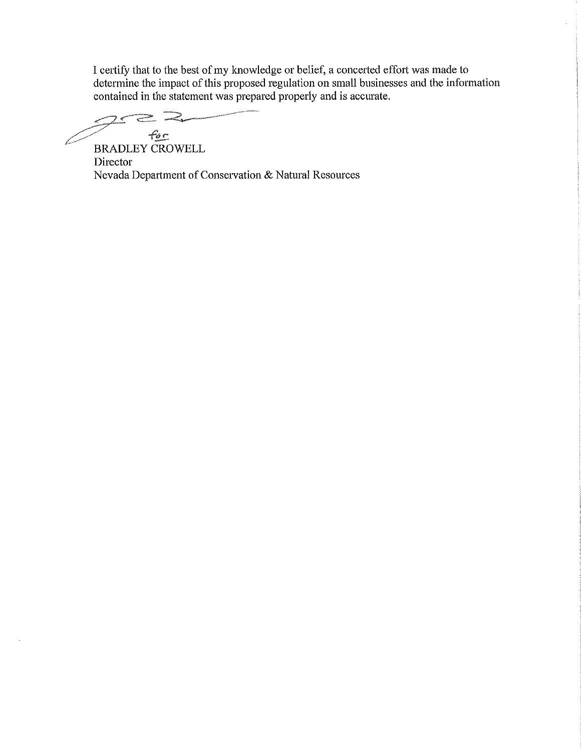I certify that to the best of my knowledge or belief, a concerted effort was made to determine the impact of this proposed regulation on small businesses and the information contained in the statement was prepared properly and is accurate.

for

BRADLEY CROWELL
Director
Nevada Department of Conservation & Natural Resources